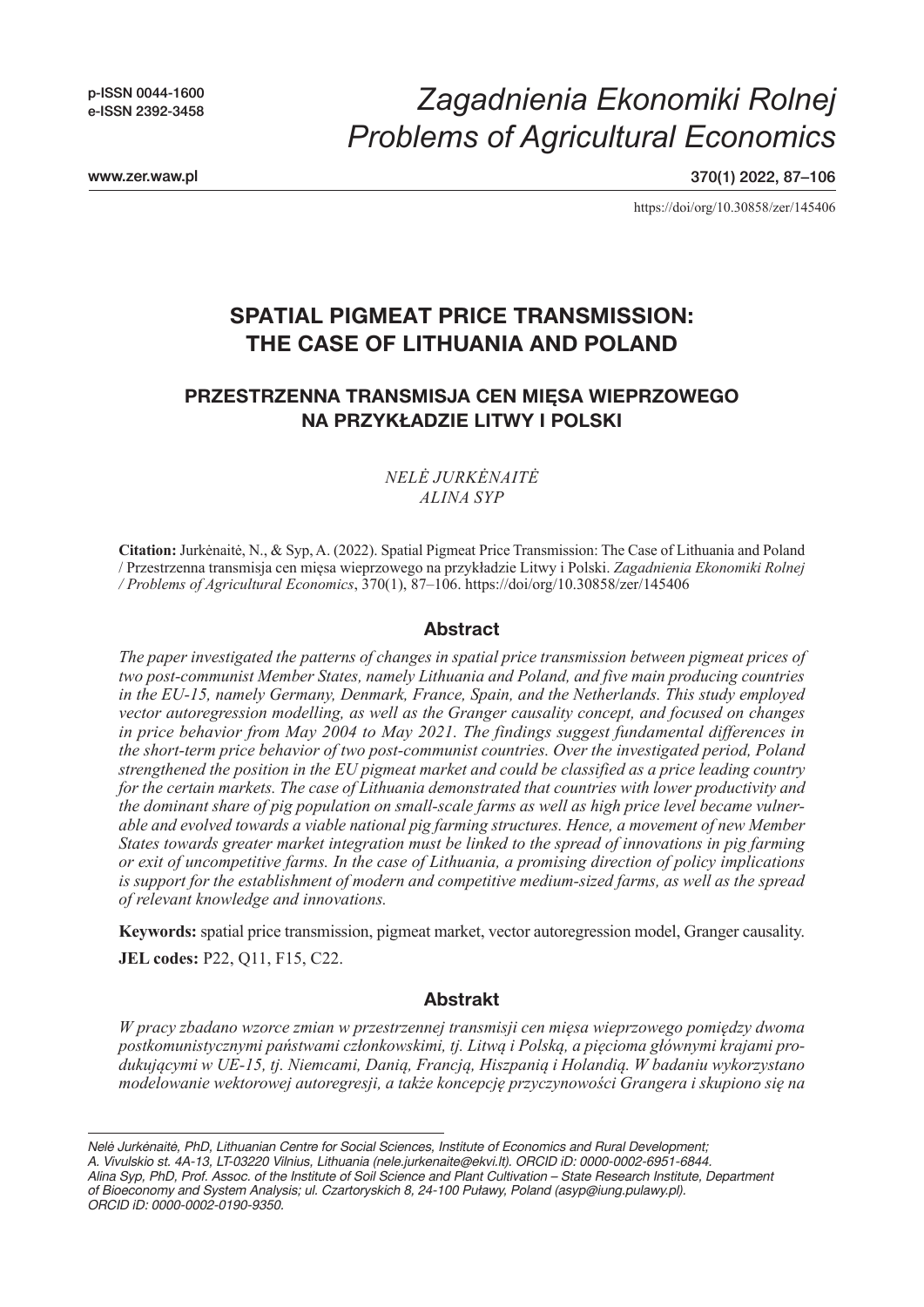p-ISSN 0044-1600
e-ISSN 2392-3458

*Zagadnienia Ekonomiki Rolnej*
*Problems of Agricultural Economics*

www.zer.waw.pl

https://doi/org/10.30858/zer/145406

# SPATIAL PIGMEAT PRICE TRANSMISSION: THE CASE OF LITHUANIA AND POLAND

## PRZESTRZENNA TRANSMISJA CEN MIĘSA WIEPRZOWEGO NA PRZYKŁADZIE LITWY I POLSKI

*NELĖ JURKĖNAITĖ*
*ALINA SYP*

**Citation:** Jurkėnaitė, N., & Syp, A. (2022). Spatial Pigmeat Price Transmission: The Case of Lithuania and Poland / Przestrzenna transmisja cen mięsa wieprzowego na przykładzie Litwy i Polski. *Zagadnienia Ekonomiki Rolnej / Problems of Agricultural Economics*, 370(1), 87–106. https://doi/org/10.30858/zer/145406

### Abstract

*The paper investigated the patterns of changes in spatial price transmission between pigmeat prices of two post-communist Member States, namely Lithuania and Poland, and five main producing countries in the EU-15, namely Germany, Denmark, France, Spain, and the Netherlands. This study employed vector autoregression modelling, as well as the Granger causality concept, and focused on changes in price behavior from May 2004 to May 2021. The findings suggest fundamental differences in the short-term price behavior of two post-communist countries. Over the investigated period, Poland strengthened the position in the EU pigmeat market and could be classified as a price leading country for the certain markets. The case of Lithuania demonstrated that countries with lower productivity and the dominant share of pig population on small-scale farms as well as high price level became vulnerable and evolved towards a viable national pig farming structures. Hence, a movement of new Member States towards greater market integration must be linked to the spread of innovations in pig farming or exit of uncompetitive farms. In the case of Lithuania, a promising direction of policy implications is support for the establishment of modern and competitive medium-sized farms, as well as the spread of relevant knowledge and innovations.*

**Keywords:** spatial price transmission, pigmeat market, vector autoregression model, Granger causality.

**JEL codes:** P22, Q11, F15, C22.

### Abstrakt

*W pracy zbadano wzorce zmian w przestrzennej transmisji cen mięsa wieprzowego pomiędzy dwoma postkomunistycznymi państwami członkowskimi, tj. Litwą i Polską, a pięcioma głównymi krajami produkującymi w UE-15, tj. Niemcami, Danią, Francją, Hiszpanią i Holandią. W badaniu wykorzystano modelowanie wektorowej autoregresji, a także koncepcję przyczynowości Grangera i skupiono się na*

---

Nelė Jurkėnaitė, PhD, Lithuanian Centre for Social Sciences, Institute of Economics and Rural Development; A. Vivulskio st. 4A-13, LT-03220 Vilnius, Lithuania (nele.jurkenaite@ekvi.lt). ORCID iD: 0000-0002-6951-6844.
Alina Syp, PhD, Prof. Assoc. of the Institute of Soil Science and Plant Cultivation – State Research Institute, Department of Bioeconomy and System Analysis; ul. Czartoryskich 8, 24-100 Puławy, Poland (asyp@iung.pulawy.pl). ORCID iD: 0000-0002-0190-9350.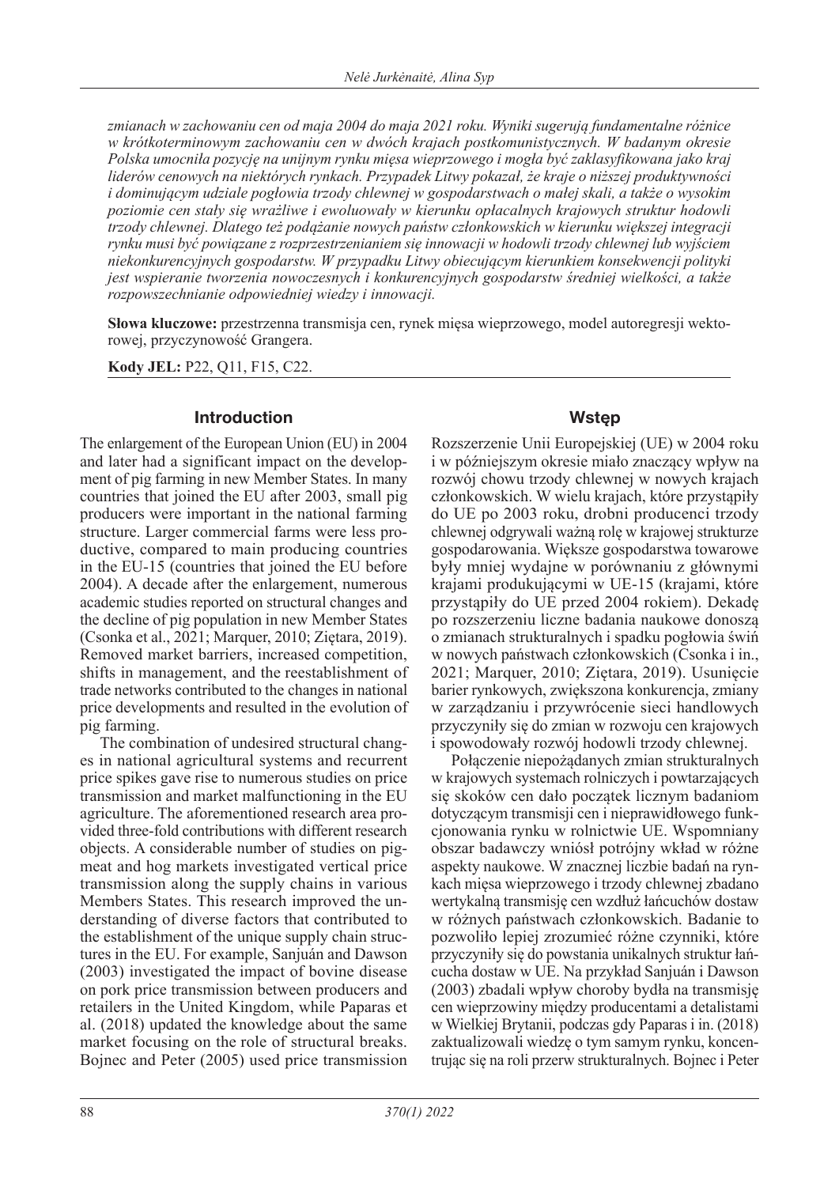*zmianach w zachowaniu cen od maja 2004 do maja 2021 roku. Wyniki sugerują fundamentalne różnice w krótkoterminowym zachowaniu cen w dwóch krajach postkomunistycznych. W badanym okresie Polska umocniła pozycję na unijnym rynku mięsa wieprzowego i mogła być zaklasyfikowana jako kraj liderów cenowych na niektórych rynkach. Przypadek Litwy pokazał, że kraje o niższej produktywności i dominującym udziale pogłowia trzody chlewnej w gospodarstwach o małej skali, a także o wysokim poziomie cen stały się wrażliwe i ewoluowały w kierunku opłacalnych krajowych struktur hodowli trzody chlewnej. Dlatego też podążanie nowych państw członkowskich w kierunku większej integracji rynku musi być powiązane z rozprzestrzenianiem się innowacji w hodowli trzody chlewnej lub wyjściem niekonkurencyjnych gospodarstw. W przypadku Litwy obiecującym kierunkiem konsekwencji polityki jest wspieranie tworzenia nowoczesnych i konkurencyjnych gospodarstw średniej wielkości, a także rozpowszechnianie odpowiedniej wiedzy i innowacji.*

**Słowa kluczowe:** przestrzenna transmisja cen, rynek mięsa wieprzowego, model autoregresji wektorowej, przyczynowość Grangera.

**Kody JEL:** P22, Q11, F15, C22.

## Introduction

The enlargement of the European Union (EU) in 2004 and later had a significant impact on the development of pig farming in new Member States. In many countries that joined the EU after 2003, small pig producers were important in the national farming structure. Larger commercial farms were less productive, compared to main producing countries in the EU-15 (countries that joined the EU before 2004). A decade after the enlargement, numerous academic studies reported on structural changes and the decline of pig population in new Member States (Csonka et al., 2021; Marquer, 2010; Ziętara, 2019). Removed market barriers, increased competition, shifts in management, and the reestablishment of trade networks contributed to the changes in national price developments and resulted in the evolution of pig farming.

The combination of undesired structural changes in national agricultural systems and recurrent price spikes gave rise to numerous studies on price transmission and market malfunctioning in the EU agriculture. The aforementioned research area provided three-fold contributions with different research objects. A considerable number of studies on pigmeat and hog markets investigated vertical price transmission along the supply chains in various Members States. This research improved the understanding of diverse factors that contributed to the establishment of the unique supply chain structures in the EU. For example, Sanjuán and Dawson (2003) investigated the impact of bovine disease on pork price transmission between producers and retailers in the United Kingdom, while Paparas et al. (2018) updated the knowledge about the same market focusing on the role of structural breaks. Bojnec and Peter (2005) used price transmission

## Wstęp

Rozszerzenie Unii Europejskiej (UE) w 2004 roku i w późniejszym okresie miało znaczący wpływ na rozwój chowu trzody chlewnej w nowych krajach członkowskich. W wielu krajach, które przystąpiły do UE po 2003 roku, drobni producenci trzody chlewnej odgrywali ważną rolę w krajowej strukturze gospodarowania. Większe gospodarstwa towarowe były mniej wydajne w porównaniu z głównymi krajami produkującymi w UE-15 (krajami, które przystąpiły do UE przed 2004 rokiem). Dekadę po rozszerzeniu liczne badania naukowe donoszą o zmianach strukturalnych i spadku pogłowia świń w nowych państwach członkowskich (Csonka i in., 2021; Marquer, 2010; Ziętara, 2019). Usunięcie barier rynkowych, zwiększona konkurencja, zmiany w zarządzaniu i przywrócenie sieci handlowych przyczyniły się do zmian w rozwoju cen krajowych i spowodowały rozwój hodowli trzody chlewnej.

Połączenie niepożądanych zmian strukturalnych w krajowych systemach rolniczych i powtarzających się skoków cen dało początek licznym badaniom dotyczącym transmisji cen i nieprawidłowego funkcjonowania rynku w rolnictwie UE. Wspomniany obszar badawczy wniósł potrójny wkład w różne aspekty naukowe. W znacznej liczbie badań na rynkach mięsa wieprzowego i trzody chlewnej zbadano wertykalną transmisję cen wzdłuż łańcuchów dostaw w różnych państwach członkowskich. Badanie to pozwoliło lepiej zrozumieć różne czynniki, które przyczyniły się do powstania unikalnych struktur łańcucha dostaw w UE. Na przykład Sanjuán i Dawson (2003) zbadali wpływ choroby bydła na transmisję cen wieprzowiny między producentami a detalistami w Wielkiej Brytanii, podczas gdy Paparas i in. (2018) zaktualizowali wiedzę o tym samym rynku, koncentrując się na roli przerw strukturalnych. Bojnec i Peter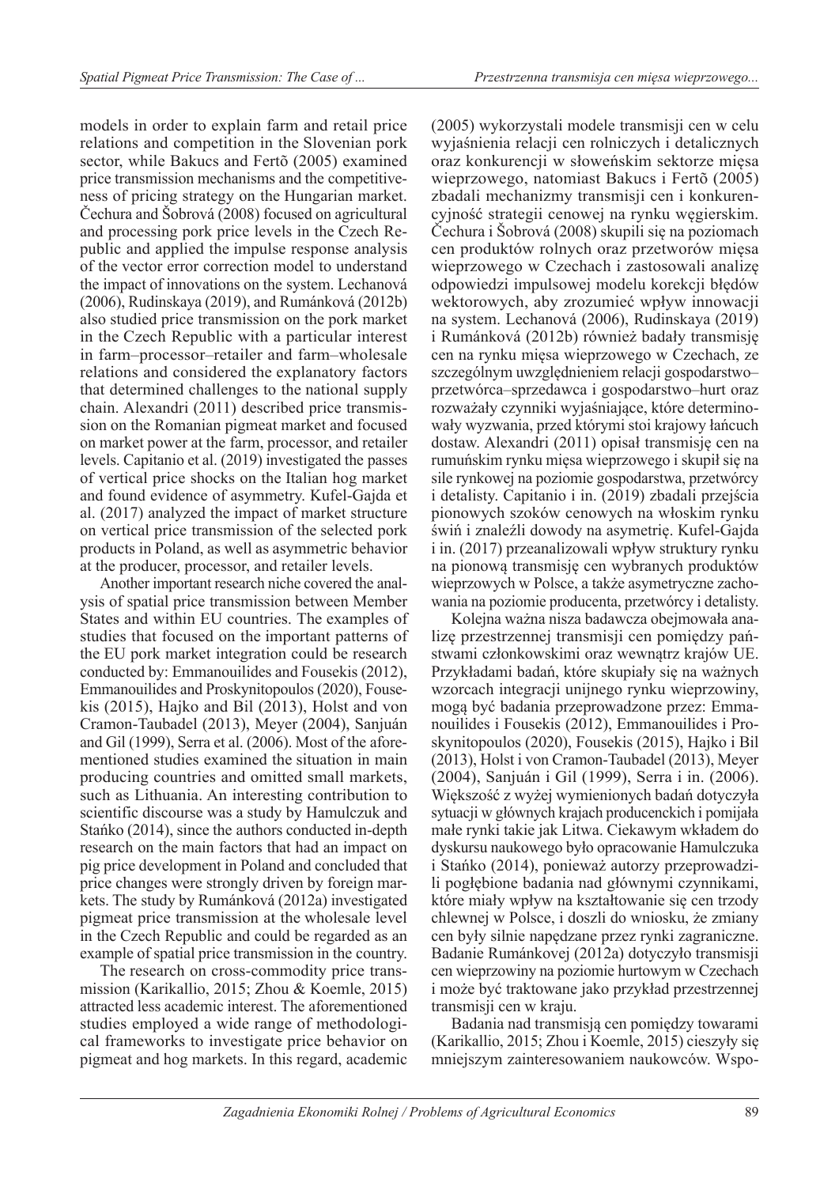models in order to explain farm and retail price relations and competition in the Slovenian pork sector, while Bakucs and Fertõ (2005) examined price transmission mechanisms and the competitiveness of pricing strategy on the Hungarian market. Čechura and Šobrová (2008) focused on agricultural and processing pork price levels in the Czech Republic and applied the impulse response analysis of the vector error correction model to understand the impact of innovations on the system. Lechanová (2006), Rudinskaya (2019), and Rumánková (2012b) also studied price transmission on the pork market in the Czech Republic with a particular interest in farm–processor–retailer and farm–wholesale relations and considered the explanatory factors that determined challenges to the national supply chain. Alexandri (2011) described price transmission on the Romanian pigmeat market and focused on market power at the farm, processor, and retailer levels. Capitanio et al. (2019) investigated the passes of vertical price shocks on the Italian hog market and found evidence of asymmetry. Kufel-Gajda et al. (2017) analyzed the impact of market structure on vertical price transmission of the selected pork products in Poland, as well as asymmetric behavior at the producer, processor, and retailer levels.

Another important research niche covered the analysis of spatial price transmission between Member States and within EU countries. The examples of studies that focused on the important patterns of the EU pork market integration could be research conducted by: Emmanouilides and Fousekis (2012), Emmanouilides and Proskynitopoulos (2020), Fousekis (2015), Hajko and Bil (2013), Holst and von Cramon-Taubadel (2013), Meyer (2004), Sanjuán and Gil (1999), Serra et al. (2006). Most of the aforementioned studies examined the situation in main producing countries and omitted small markets, such as Lithuania. An interesting contribution to scientific discourse was a study by Hamulczuk and Stańko (2014), since the authors conducted in-depth research on the main factors that had an impact on pig price development in Poland and concluded that price changes were strongly driven by foreign markets. The study by Rumánková (2012a) investigated pigmeat price transmission at the wholesale level in the Czech Republic and could be regarded as an example of spatial price transmission in the country.

The research on cross-commodity price transmission (Karikallio, 2015; Zhou & Koemle, 2015) attracted less academic interest. The aforementioned studies employed a wide range of methodological frameworks to investigate price behavior on pigmeat and hog markets. In this regard, academic

(2005) wykorzystali modele transmisji cen w celu wyjaśnienia relacji cen rolniczych i detalicznych oraz konkurencji w słoweńskim sektorze mięsa wieprzowego, natomiast Bakucs i Fertõ (2005) zbadali mechanizmy transmisji cen i konkurencyjność strategii cenowej na rynku węgierskim. Čechura i Šobrová (2008) skupili się na poziomach cen produktów rolnych oraz przetworów mięsa wieprzowego w Czechach i zastosowali analizę odpowiedzi impulsowej modelu korekcji błędów wektorowych, aby zrozumieć wpływ innowacji na system. Lechanová (2006), Rudinskaya (2019) i Rumánková (2012b) również badały transmisję cen na rynku mięsa wieprzowego w Czechach, ze szczególnym uwzględnieniem relacji gospodarstwo–przetwórca–sprzedawca i gospodarstwo–hurt oraz rozważały czynniki wyjaśniające, które determinowały wyzwania, przed którymi stoi krajowy łańcuch dostaw. Alexandri (2011) opisał transmisję cen na rumuńskim rynku mięsa wieprzowego i skupił się na sile rynkowej na poziomie gospodarstwa, przetwórcy i detalisty. Capitanio i in. (2019) zbadali przejścia pionowych szoków cenowych na włoskim rynku świń i znaleźli dowody na asymetrię. Kufel-Gajda i in. (2017) przeanalizowali wpływ struktury rynku na pionową transmisję cen wybranych produktów wieprzowych w Polsce, a także asymetryczne zachowania na poziomie producenta, przetwórcy i detalisty.

Kolejna ważna nisza badawcza obejmowała analizę przestrzennej transmisji cen pomiędzy państwami członkowskimi oraz wewnątrz krajów UE. Przykładami badań, które skupiały się na ważnych wzorcach integracji unijnego rynku wieprzowiny, mogą być badania przeprowadzone przez: Emmanouilides i Fousekis (2012), Emmanouilides i Proskynitopoulos (2020), Fousekis (2015), Hajko i Bil (2013), Holst i von Cramon-Taubadel (2013), Meyer (2004), Sanjuán i Gil (1999), Serra i in. (2006). Większość z wyżej wymienionych badań dotyczyła sytuacji w głównych krajach producenckich i pomijała małe rynki takie jak Litwa. Ciekawym wkładem do dyskursu naukowego było opracowanie Hamulczuka i Stańko (2014), ponieważ autorzy przeprowadzili pogłębione badania nad głównymi czynnikami, które miały wpływ na kształtowanie się cen trzody chlewnej w Polsce, i doszli do wniosku, że zmiany cen były silnie napędzane przez rynki zagraniczne. Badanie Rumánkovej (2012a) dotyczyło transmisji cen wieprzowiny na poziomie hurtowym w Czechach i może być traktowane jako przykład przestrzennej transmisji cen w kraju.

Badania nad transmisją cen pomiędzy towarami (Karikallio, 2015; Zhou i Koemle, 2015) cieszyły się mniejszym zainteresowaniem naukowców. Wspo-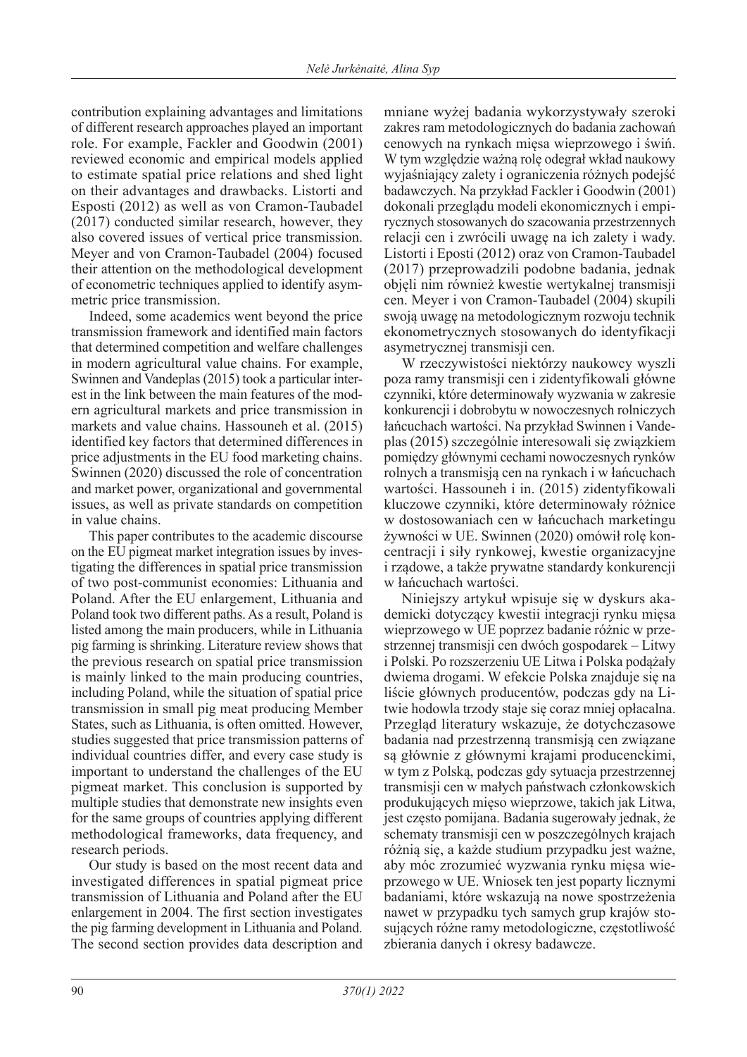contribution explaining advantages and limitations of different research approaches played an important role. For example, Fackler and Goodwin (2001) reviewed economic and empirical models applied to estimate spatial price relations and shed light on their advantages and drawbacks. Listorti and Esposti (2012) as well as von Cramon-Taubadel (2017) conducted similar research, however, they also covered issues of vertical price transmission. Meyer and von Cramon-Taubadel (2004) focused their attention on the methodological development of econometric techniques applied to identify asymmetric price transmission.

Indeed, some academics went beyond the price transmission framework and identified main factors that determined competition and welfare challenges in modern agricultural value chains. For example, Swinnen and Vandeplas (2015) took a particular interest in the link between the main features of the modern agricultural markets and price transmission in markets and value chains. Hassouneh et al. (2015) identified key factors that determined differences in price adjustments in the EU food marketing chains. Swinnen (2020) discussed the role of concentration and market power, organizational and governmental issues, as well as private standards on competition in value chains.

This paper contributes to the academic discourse on the EU pigmeat market integration issues by investigating the differences in spatial price transmission of two post-communist economies: Lithuania and Poland. After the EU enlargement, Lithuania and Poland took two different paths. As a result, Poland is listed among the main producers, while in Lithuania pig farming is shrinking. Literature review shows that the previous research on spatial price transmission is mainly linked to the main producing countries, including Poland, while the situation of spatial price transmission in small pig meat producing Member States, such as Lithuania, is often omitted. However, studies suggested that price transmission patterns of individual countries differ, and every case study is important to understand the challenges of the EU pigmeat market. This conclusion is supported by multiple studies that demonstrate new insights even for the same groups of countries applying different methodological frameworks, data frequency, and research periods.

Our study is based on the most recent data and investigated differences in spatial pigmeat price transmission of Lithuania and Poland after the EU enlargement in 2004. The first section investigates the pig farming development in Lithuania and Poland. The second section provides data description and

mniane wyżej badania wykorzystywały szeroki zakres ram metodologicznych do badania zachowań cenowych na rynkach mięsa wieprzowego i świń. W tym względzie ważną rolę odegrał wkład naukowy wyjaśniający zalety i ograniczenia różnych podejść badawczych. Na przykład Fackler i Goodwin (2001) dokonali przeglądu modeli ekonomicznych i empirycznych stosowanych do szacowania przestrzennych relacji cen i zwrócili uwagę na ich zalety i wady. Listorti i Eposti (2012) oraz von Cramon-Taubadel (2017) przeprowadzili podobne badania, jednak objęli nim również kwestie wertykalnej transmisji cen. Meyer i von Cramon-Taubadel (2004) skupili swoją uwagę na metodologicznym rozwoju technik ekonometrycznych stosowanych do identyfikacji asymetrycznej transmisji cen.

W rzeczywistości niektórzy naukowcy wyszli poza ramy transmisji cen i zidentyfikowali główne czynniki, które determinowały wyzwania w zakresie konkurencji i dobrobytu w nowoczesnych rolniczych łańcuchach wartości. Na przykład Swinnen i Vandeplas (2015) szczególnie interesowali się związkiem pomiędzy głównymi cechami nowoczesnych rynków rolnych a transmisją cen na rynkach i w łańcuchach wartości. Hassouneh i in. (2015) zidentyfikowali kluczowe czynniki, które determinowały różnice w dostosowaniach cen w łańcuchach marketingu żywności w UE. Swinnen (2020) omówił rolę koncentracji i siły rynkowej, kwestie organizacyjne i rządowe, a także prywatne standardy konkurencji w łańcuchach wartości.

Niniejszy artykuł wpisuje się w dyskurs akademicki dotyczący kwestii integracji rynku mięsa wieprzowego w UE poprzez badanie różnic w przestrzennej transmisji cen dwóch gospodarek – Litwy i Polski. Po rozszerzeniu UE Litwa i Polska podążały dwiema drogami. W efekcie Polska znajduje się na liście głównych producentów, podczas gdy na Litwie hodowla trzody staje się coraz mniej opłacalna. Przegląd literatury wskazuje, że dotychczasowe badania nad przestrzenną transmisją cen związane są głównie z głównymi krajami producenckimi, w tym z Polską, podczas gdy sytuacja przestrzennej transmisji cen w małych państwach członkowskich produkujących mięso wieprzowe, takich jak Litwa, jest często pomijana. Badania sugerowały jednak, że schematy transmisji cen w poszczególnych krajach różnią się, a każde studium przypadku jest ważne, aby móc zrozumieć wyzwania rynku mięsa wieprzowego w UE. Wniosek ten jest poparty licznymi badaniami, które wskazują na nowe spostrzeżenia nawet w przypadku tych samych grup krajów stosujących różne ramy metodologiczne, częstotliwość zbierania danych i okresy badawcze.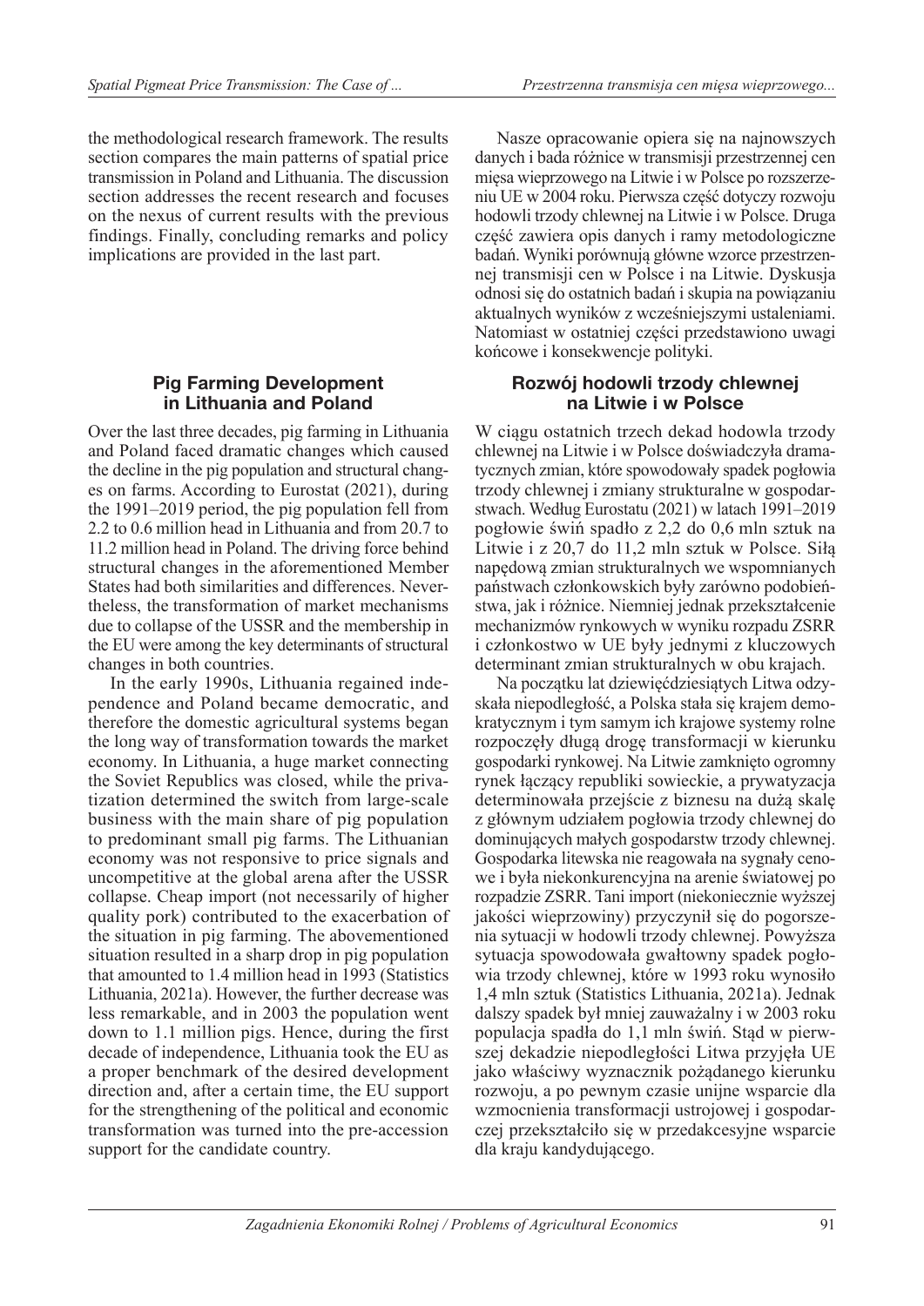the methodological research framework. The results section compares the main patterns of spatial price transmission in Poland and Lithuania. The discussion section addresses the recent research and focuses on the nexus of current results with the previous findings. Finally, concluding remarks and policy implications are provided in the last part.

## Pig Farming Development in Lithuania and Poland

Over the last three decades, pig farming in Lithuania and Poland faced dramatic changes which caused the decline in the pig population and structural changes on farms. According to Eurostat (2021), during the 1991–2019 period, the pig population fell from 2.2 to 0.6 million head in Lithuania and from 20.7 to 11.2 million head in Poland. The driving force behind structural changes in the aforementioned Member States had both similarities and differences. Nevertheless, the transformation of market mechanisms due to collapse of the USSR and the membership in the EU were among the key determinants of structural changes in both countries.

In the early 1990s, Lithuania regained independence and Poland became democratic, and therefore the domestic agricultural systems began the long way of transformation towards the market economy. In Lithuania, a huge market connecting the Soviet Republics was closed, while the privatization determined the switch from large-scale business with the main share of pig population to predominant small pig farms. The Lithuanian economy was not responsive to price signals and uncompetitive at the global arena after the USSR collapse. Cheap import (not necessarily of higher quality pork) contributed to the exacerbation of the situation in pig farming. The abovementioned situation resulted in a sharp drop in pig population that amounted to 1.4 million head in 1993 (Statistics Lithuania, 2021a). However, the further decrease was less remarkable, and in 2003 the population went down to 1.1 million pigs. Hence, during the first decade of independence, Lithuania took the EU as a proper benchmark of the desired development direction and, after a certain time, the EU support for the strengthening of the political and economic transformation was turned into the pre-accession support for the candidate country.

Nasze opracowanie opiera się na najnowszych danych i bada różnice w transmisji przestrzennej cen mięsa wieprzowego na Litwie i w Polsce po rozszerzeniu UE w 2004 roku. Pierwsza część dotyczy rozwoju hodowli trzody chlewnej na Litwie i w Polsce. Druga część zawiera opis danych i ramy metodologiczne badań. Wyniki porównują główne wzorce przestrzennej transmisji cen w Polsce i na Litwie. Dyskusja odnosi się do ostatnich badań i skupia na powiązaniu aktualnych wyników z wcześniejszymi ustaleniami. Natomiast w ostatniej części przedstawiono uwagi końcowe i konsekwencje polityki.

## Rozwój hodowli trzody chlewnej na Litwie i w Polsce

W ciągu ostatnich trzech dekad hodowla trzody chlewnej na Litwie i w Polsce doświadczyła dramatycznych zmian, które spowodowały spadek pogłowia trzody chlewnej i zmiany strukturalne w gospodarstwach. Według Eurostatu (2021) w latach 1991–2019 pogłowie świń spadło z 2,2 do 0,6 mln sztuk na Litwie i z 20,7 do 11,2 mln sztuk w Polsce. Siłą napędową zmian strukturalnych we wspomnianych państwach członkowskich były zarówno podobieństwa, jak i różnice. Niemniej jednak przekształcenie mechanizmów rynkowych w wyniku rozpadu ZSRR i członkostwo w UE były jednymi z kluczowych determinant zmian strukturalnych w obu krajach.

Na początku lat dziewięćdziesiątych Litwa odzyskała niepodległość, a Polska stała się krajem demokratycznym i tym samym ich krajowe systemy rolne rozpoczęły długą drogę transformacji w kierunku gospodarki rynkowej. Na Litwie zamknięto ogromny rynek łączący republiki sowieckie, a prywatyzacja determinowała przejście z biznesu na dużą skalę z głównym udziałem pogłowia trzody chlewnej do dominujących małych gospodarstw trzody chlewnej. Gospodarka litewska nie reagowała na sygnały cenowe i była niekonkurencyjna na arenie światowej po rozpadzie ZSRR. Tani import (niekoniecznie wyższej jakości wieprzowiny) przyczynił się do pogorszenia sytuacji w hodowli trzody chlewnej. Powyższa sytuacja spowodowała gwałtowny spadek pogłowia trzody chlewnej, które w 1993 roku wynosiło 1,4 mln sztuk (Statistics Lithuania, 2021a). Jednak dalszy spadek był mniej zauważalny i w 2003 roku populacja spadła do 1,1 mln świń. Stąd w pierwszej dekadzie niepodległości Litwa przyjęła UE jako właściwy wyznacznik pożądanego kierunku rozwoju, a po pewnym czasie unijne wsparcie dla wzmocnienia transformacji ustrojowej i gospodarczej przekształciło się w przedakcesyjne wsparcie dla kraju kandydującego.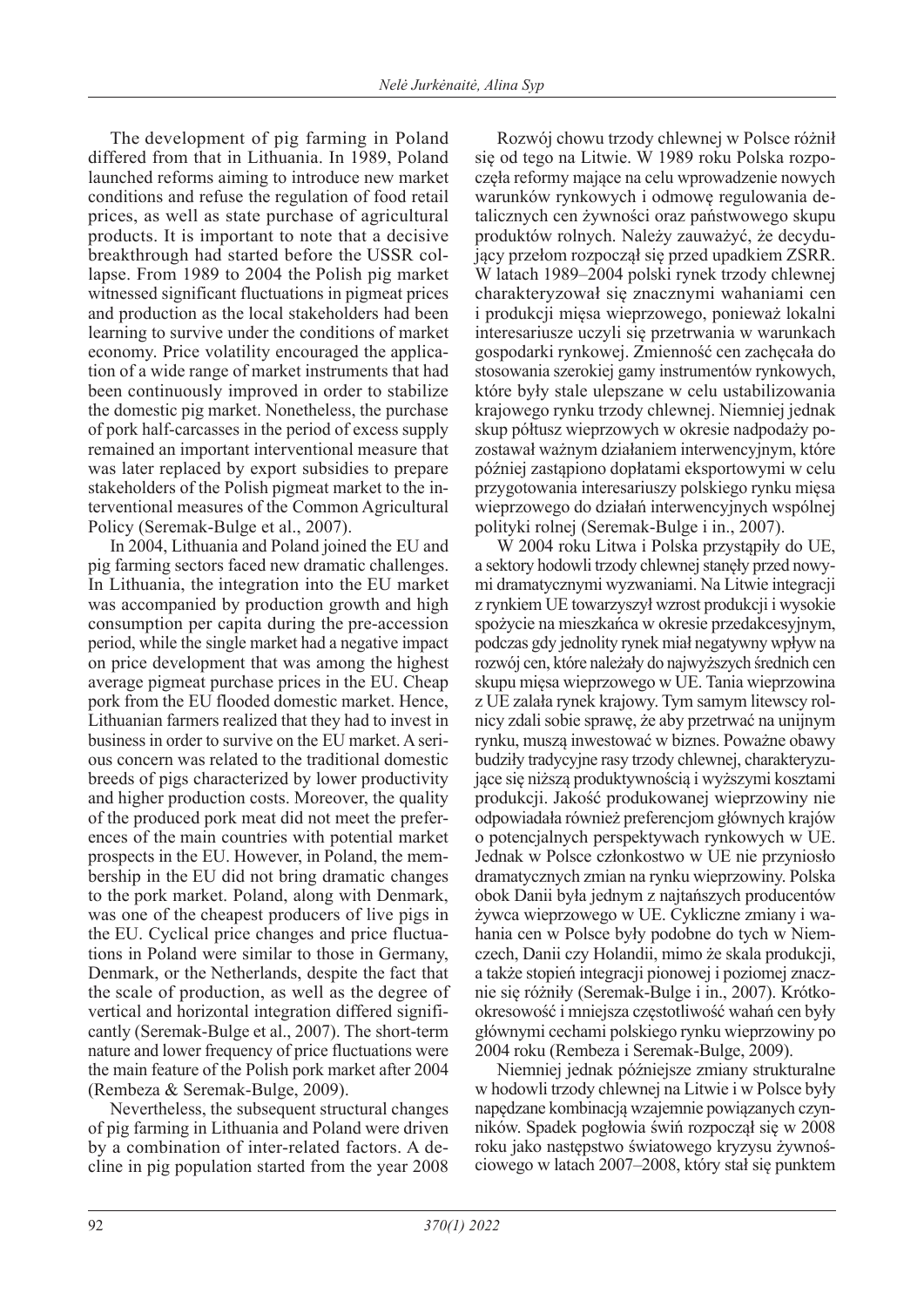The development of pig farming in Poland differed from that in Lithuania. In 1989, Poland launched reforms aiming to introduce new market conditions and refuse the regulation of food retail prices, as well as state purchase of agricultural products. It is important to note that a decisive breakthrough had started before the USSR collapse. From 1989 to 2004 the Polish pig market witnessed significant fluctuations in pigmeat prices and production as the local stakeholders had been learning to survive under the conditions of market economy. Price volatility encouraged the application of a wide range of market instruments that had been continuously improved in order to stabilize the domestic pig market. Nonetheless, the purchase of pork half-carcasses in the period of excess supply remained an important interventional measure that was later replaced by export subsidies to prepare stakeholders of the Polish pigmeat market to the interventional measures of the Common Agricultural Policy (Seremak-Bulge et al., 2007).

In 2004, Lithuania and Poland joined the EU and pig farming sectors faced new dramatic challenges. In Lithuania, the integration into the EU market was accompanied by production growth and high consumption per capita during the pre-accession period, while the single market had a negative impact on price development that was among the highest average pigmeat purchase prices in the EU. Cheap pork from the EU flooded domestic market. Hence, Lithuanian farmers realized that they had to invest in business in order to survive on the EU market. A serious concern was related to the traditional domestic breeds of pigs characterized by lower productivity and higher production costs. Moreover, the quality of the produced pork meat did not meet the preferences of the main countries with potential market prospects in the EU. However, in Poland, the membership in the EU did not bring dramatic changes to the pork market. Poland, along with Denmark, was one of the cheapest producers of live pigs in the EU. Cyclical price changes and price fluctuations in Poland were similar to those in Germany, Denmark, or the Netherlands, despite the fact that the scale of production, as well as the degree of vertical and horizontal integration differed significantly (Seremak-Bulge et al., 2007). The short-term nature and lower frequency of price fluctuations were the main feature of the Polish pork market after 2004 (Rembeza & Seremak-Bulge, 2009).

Nevertheless, the subsequent structural changes of pig farming in Lithuania and Poland were driven by a combination of inter-related factors. A decline in pig population started from the year 2008

Rozwój chowu trzody chlewnej w Polsce różnił się od tego na Litwie. W 1989 roku Polska rozpoczęła reformy mające na celu wprowadzenie nowych warunków rynkowych i odmowę regulowania detalicznych cen żywności oraz państwowego skupu produktów rolnych. Należy zauważyć, że decydujący przełom rozpoczął się przed upadkiem ZSRR. W latach 1989–2004 polski rynek trzody chlewnej charakteryzował się znacznymi wahaniami cen i produkcji mięsa wieprzowego, ponieważ lokalni interesariusze uczyli się przetrwania w warunkach gospodarki rynkowej. Zmienność cen zachęcała do stosowania szerokiej gamy instrumentów rynkowych, które były stale ulepszane w celu ustabilizowania krajowego rynku trzody chlewnej. Niemniej jednak skup półtusz wieprzowych w okresie nadpodaży pozostawał ważnym działaniem interwencyjnym, które później zastąpiono dopłatami eksportowymi w celu przygotowania interesariuszy polskiego rynku mięsa wieprzowego do działań interwencyjnych wspólnej polityki rolnej (Seremak-Bulge i in., 2007).

W 2004 roku Litwa i Polska przystąpiły do UE, a sektory hodowli trzody chlewnej stanęły przed nowymi dramatycznymi wyzwaniami. Na Litwie integracji z rynkiem UE towarzyszył wzrost produkcji i wysokie spożycie na mieszkańca w okresie przedakcesyjnym, podczas gdy jednolity rynek miał negatywny wpływ na rozwój cen, które należały do najwyższych średnich cen skupu mięsa wieprzowego w UE. Tania wieprzowina z UE zalała rynek krajowy. Tym samym litewscy rolnicy zdali sobie sprawę, że aby przetrwać na unijnym rynku, muszą inwestować w biznes. Poważne obawy budziły tradycyjne rasy trzody chlewnej, charakteryzujące się niższą produktywnością i wyższymi kosztami produkcji. Jakość produkowanej wieprzowiny nie odpowiadała również preferencjom głównych krajów o potencjalnych perspektywach rynkowych w UE. Jednak w Polsce członkostwo w UE nie przyniosło dramatycznych zmian na rynku wieprzowiny. Polska obok Danii była jednym z najtańszych producentów żywca wieprzowego w UE. Cykliczne zmiany i wahania cen w Polsce były podobne do tych w Niemczech, Danii czy Holandii, mimo że skala produkcji, a także stopień integracji pionowej i poziomej znacznie się różniły (Seremak-Bulge i in., 2007). Krótkookresowość i mniejsza częstotliwość wahań cen były głównymi cechami polskiego rynku wieprzowiny po 2004 roku (Rembeza i Seremak-Bulge, 2009).

Niemniej jednak późniejsze zmiany strukturalne w hodowli trzody chlewnej na Litwie i w Polsce były napędzane kombinacją wzajemnie powiązanych czynników. Spadek pogłowia świń rozpoczął się w 2008 roku jako następstwo światowego kryzysu żywnościowego w latach 2007–2008, który stał się punktem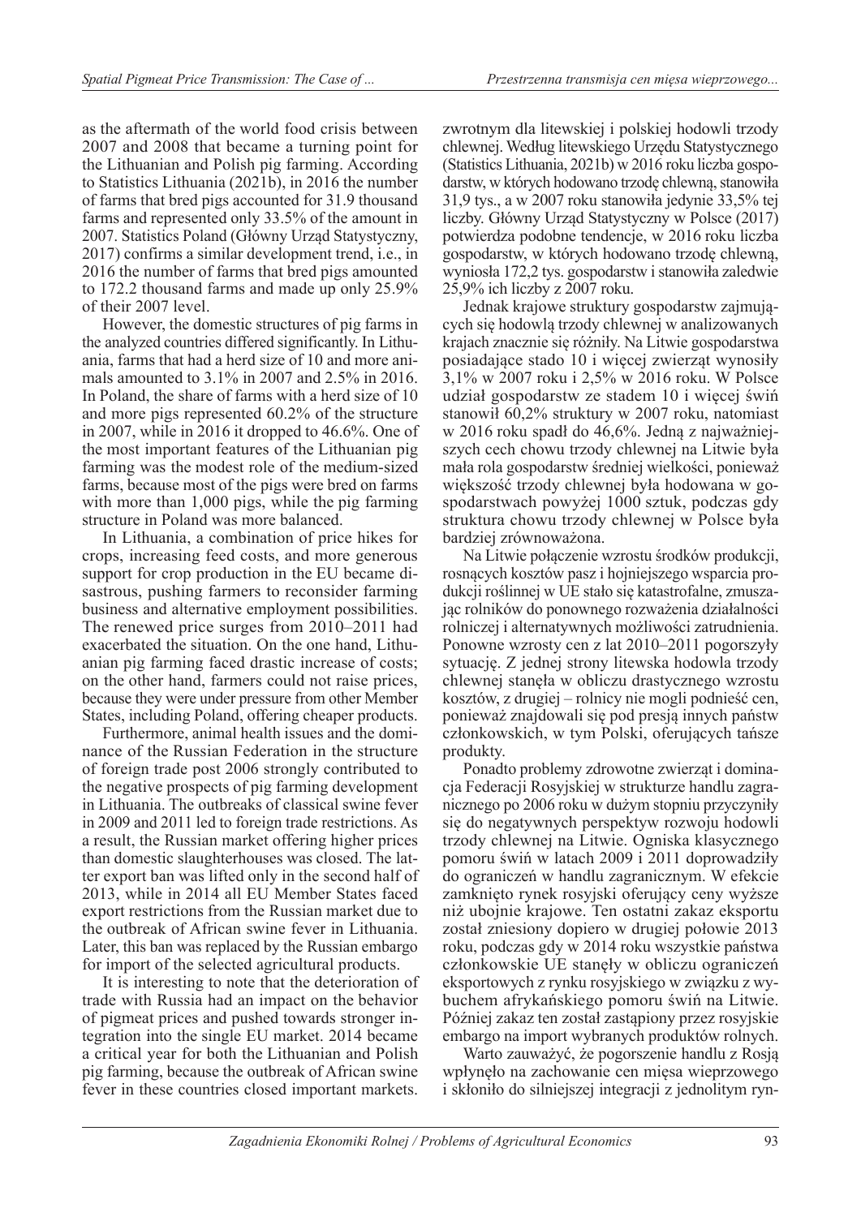as the aftermath of the world food crisis between 2007 and 2008 that became a turning point for the Lithuanian and Polish pig farming. According to Statistics Lithuania (2021b), in 2016 the number of farms that bred pigs accounted for 31.9 thousand farms and represented only 33.5% of the amount in 2007. Statistics Poland (Główny Urząd Statystyczny, 2017) confirms a similar development trend, i.e., in 2016 the number of farms that bred pigs amounted to 172.2 thousand farms and made up only 25.9% of their 2007 level.

However, the domestic structures of pig farms in the analyzed countries differed significantly. In Lithuania, farms that had a herd size of 10 and more animals amounted to 3.1% in 2007 and 2.5% in 2016. In Poland, the share of farms with a herd size of 10 and more pigs represented 60.2% of the structure in 2007, while in 2016 it dropped to 46.6%. One of the most important features of the Lithuanian pig farming was the modest role of the medium-sized farms, because most of the pigs were bred on farms with more than 1,000 pigs, while the pig farming structure in Poland was more balanced.

In Lithuania, a combination of price hikes for crops, increasing feed costs, and more generous support for crop production in the EU became disastrous, pushing farmers to reconsider farming business and alternative employment possibilities. The renewed price surges from 2010–2011 had exacerbated the situation. On the one hand, Lithuanian pig farming faced drastic increase of costs; on the other hand, farmers could not raise prices, because they were under pressure from other Member States, including Poland, offering cheaper products.

Furthermore, animal health issues and the dominance of the Russian Federation in the structure of foreign trade post 2006 strongly contributed to the negative prospects of pig farming development in Lithuania. The outbreaks of classical swine fever in 2009 and 2011 led to foreign trade restrictions. As a result, the Russian market offering higher prices than domestic slaughterhouses was closed. The latter export ban was lifted only in the second half of 2013, while in 2014 all EU Member States faced export restrictions from the Russian market due to the outbreak of African swine fever in Lithuania. Later, this ban was replaced by the Russian embargo for import of the selected agricultural products.

It is interesting to note that the deterioration of trade with Russia had an impact on the behavior of pigmeat prices and pushed towards stronger integration into the single EU market. 2014 became a critical year for both the Lithuanian and Polish pig farming, because the outbreak of African swine fever in these countries closed important markets.

zwrotnym dla litewskiej i polskiej hodowli trzody chlewnej. Według litewskiego Urzędu Statystycznego (Statistics Lithuania, 2021b) w 2016 roku liczba gospodarstw, w których hodowano trzodę chlewną, stanowiła 31,9 tys., a w 2007 roku stanowiła jedynie 33,5% tej liczby. Główny Urząd Statystyczny w Polsce (2017) potwierdza podobne tendencje, w 2016 roku liczba gospodarstw, w których hodowano trzodę chlewną, wyniosła 172,2 tys. gospodarstw i stanowiła zaledwie 25,9% ich liczby z 2007 roku.

Jednak krajowe struktury gospodarstw zajmujących się hodowlą trzody chlewnej w analizowanych krajach znacznie się różniły. Na Litwie gospodarstwa posiadające stado 10 i więcej zwierząt wynosiły 3,1% w 2007 roku i 2,5% w 2016 roku. W Polsce udział gospodarstw ze stadem 10 i więcej świń stanowił 60,2% struktury w 2007 roku, natomiast w 2016 roku spadł do 46,6%. Jedną z najważniejszych cech chowu trzody chlewnej na Litwie była mała rola gospodarstw średniej wielkości, ponieważ większość trzody chlewnej była hodowana w gospodarstwach powyżej 1000 sztuk, podczas gdy struktura chowu trzody chlewnej w Polsce była bardziej zrównoważona.

Na Litwie połączenie wzrostu środków produkcji, rosnących kosztów pasz i hojniejszego wsparcia produkcji roślinnej w UE stało się katastrofalne, zmuszając rolników do ponownego rozważenia działalności rolniczej i alternatywnych możliwości zatrudnienia. Ponowne wzrosty cen z lat 2010–2011 pogorszyły sytuację. Z jednej strony litewska hodowla trzody chlewnej stanęła w obliczu drastycznego wzrostu kosztów, z drugiej – rolnicy nie mogli podnieść cen, ponieważ znajdowali się pod presją innych państw członkowskich, w tym Polski, oferujących tańsze produkty.

Ponadto problemy zdrowotne zwierząt i dominacja Federacji Rosyjskiej w strukturze handlu zagranicznego po 2006 roku w dużym stopniu przyczyniły się do negatywnych perspektyw rozwoju hodowli trzody chlewnej na Litwie. Ogniska klasycznego pomoru świń w latach 2009 i 2011 doprowadziły do ograniczeń w handlu zagranicznym. W efekcie zamknięto rynek rosyjski oferujący ceny wyższe niż ubojnie krajowe. Ten ostatni zakaz eksportu został zniesiony dopiero w drugiej połowie 2013 roku, podczas gdy w 2014 roku wszystkie państwa członkowskie UE stanęły w obliczu ograniczeń eksportowych z rynku rosyjskiego w związku z wybuchem afrykańskiego pomoru świń na Litwie. Później zakaz ten został zastąpiony przez rosyjskie embargo na import wybranych produktów rolnych.

Warto zauważyć, że pogorszenie handlu z Rosją wpłynęło na zachowanie cen mięsa wieprzowego i skłoniło do silniejszej integracji z jednolitym ryn-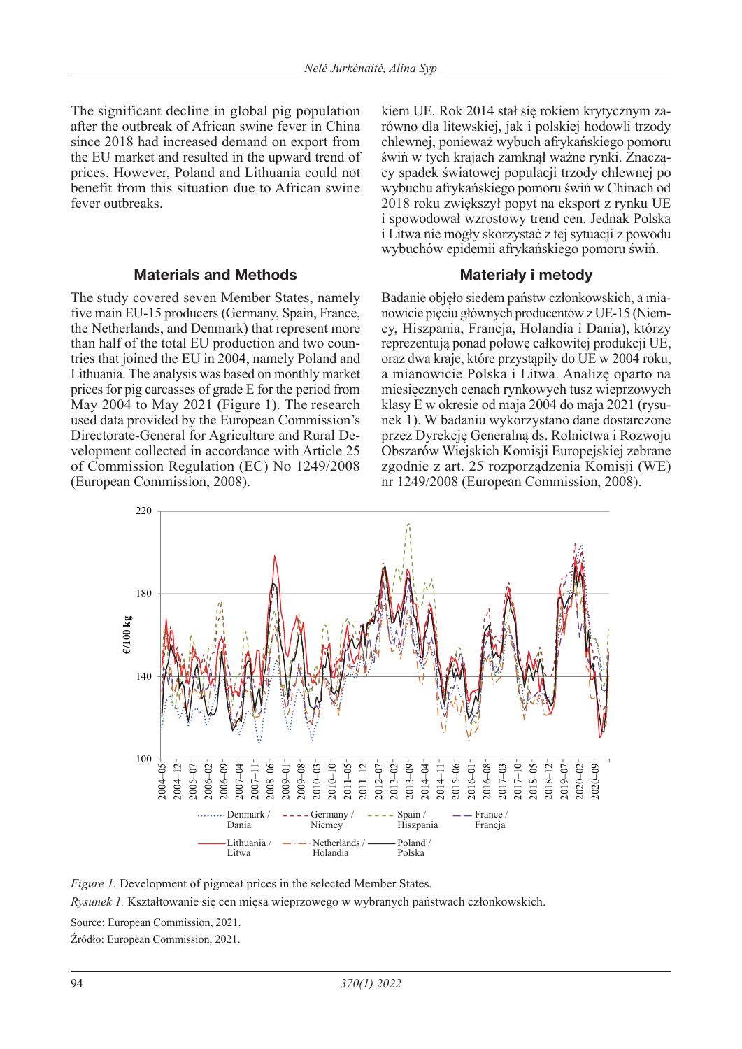The significant decline in global pig population after the outbreak of African swine fever in China since 2018 had increased demand on export from the EU market and resulted in the upward trend of prices. However, Poland and Lithuania could not benefit from this situation due to African swine fever outbreaks.

kiem UE. Rok 2014 stał się rokiem krytycznym zarówno dla litewskiej, jak i polskiej hodowli trzody chlewnej, ponieważ wybuch afrykańskiego pomoru świń w tych krajach zamknął ważne rynki. Znaczący spadek światowej populacji trzody chlewnej po wybuchu afrykańskiego pomoru świń w Chinach od 2018 roku zwiększył popyt na eksport z rynku UE i spowodował wzrostowy trend cen. Jednak Polska i Litwa nie mogły skorzystać z tej sytuacji z powodu wybuchów epidemii afrykańskiego pomoru świń.

## Materials and Methods

The study covered seven Member States, namely five main EU-15 producers (Germany, Spain, France, the Netherlands, and Denmark) that represent more than half of the total EU production and two countries that joined the EU in 2004, namely Poland and Lithuania. The analysis was based on monthly market prices for pig carcasses of grade E for the period from May 2004 to May 2021 (Figure 1). The research used data provided by the European Commission's Directorate-General for Agriculture and Rural Development collected in accordance with Article 25 of Commission Regulation (EC) No 1249/2008 (European Commission, 2008).

## Materiały i metody

Badanie objęło siedem państw członkowskich, a mianowicie pięciu głównych producentów z UE-15 (Niemcy, Hiszpania, Francja, Holandia i Dania), którzy reprezentują ponad połowę całkowitej produkcji UE, oraz dwa kraje, które przystąpiły do UE w 2004 roku, a mianowicie Polska i Litwa. Analizę oparto na miesięcznych cenach rynkowych tusz wieprzowych klasy E w okresie od maja 2004 do maja 2021 (rysunek 1). W badaniu wykorzystano dane dostarczone przez Dyrekcję Generalną ds. Rolnictwa i Rozwoju Obszarów Wiejskich Komisji Europejskiej zebrane zgodnie z art. 25 rozporządzenia Komisji (WE) nr 1249/2008 (European Commission, 2008).

*Figure 1.* Development of pigmeat prices in the selected Member States.

*Rysunek 1.* Kształtowanie się cen mięsa wieprzowego w wybranych państwach członkowskich.

Source: European Commission, 2021.

Źródło: European Commission, 2021.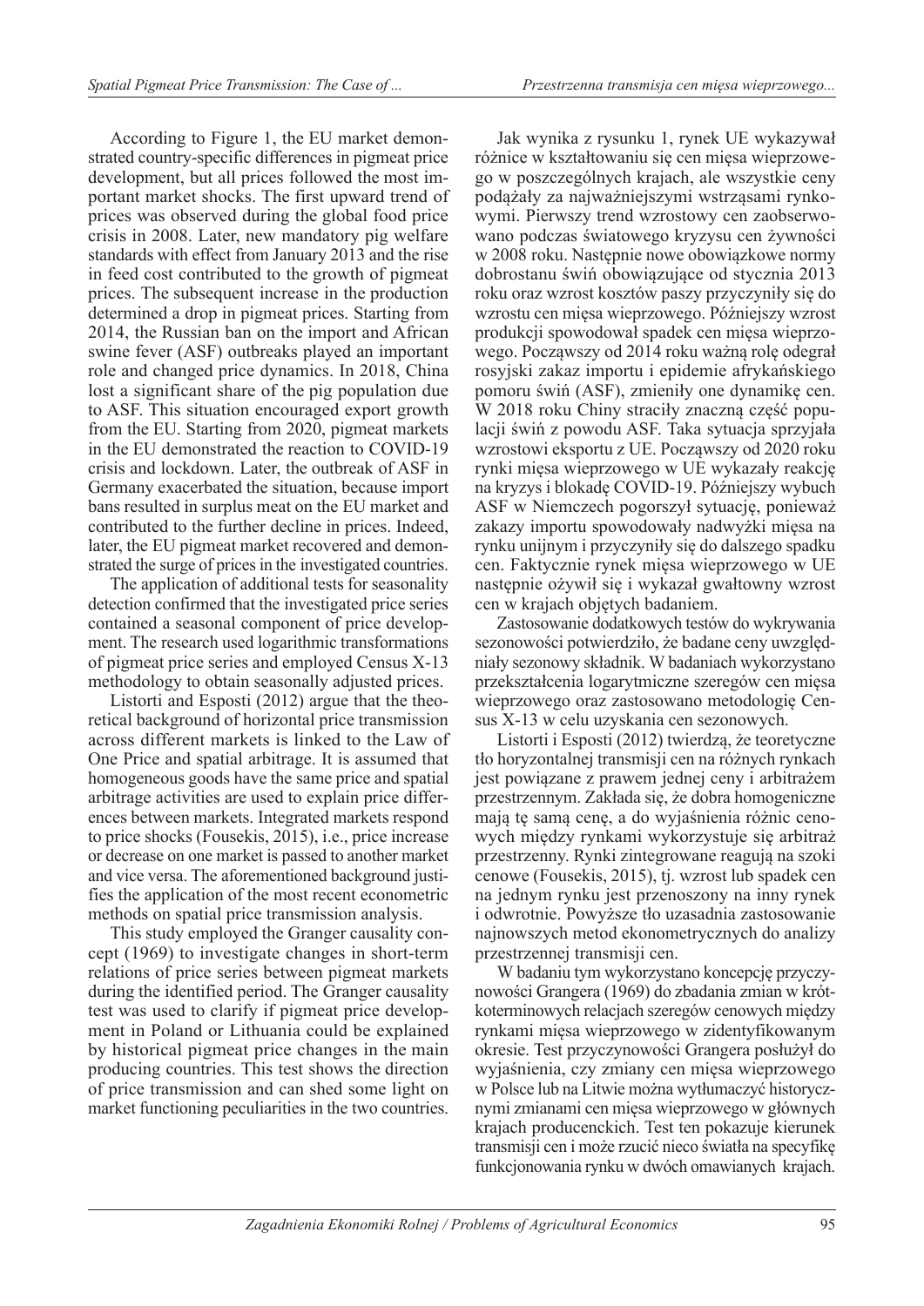According to Figure 1, the EU market demonstrated country-specific differences in pigmeat price development, but all prices followed the most important market shocks. The first upward trend of prices was observed during the global food price crisis in 2008. Later, new mandatory pig welfare standards with effect from January 2013 and the rise in feed cost contributed to the growth of pigmeat prices. The subsequent increase in the production determined a drop in pigmeat prices. Starting from 2014, the Russian ban on the import and African swine fever (ASF) outbreaks played an important role and changed price dynamics. In 2018, China lost a significant share of the pig population due to ASF. This situation encouraged export growth from the EU. Starting from 2020, pigmeat markets in the EU demonstrated the reaction to COVID-19 crisis and lockdown. Later, the outbreak of ASF in Germany exacerbated the situation, because import bans resulted in surplus meat on the EU market and contributed to the further decline in prices. Indeed, later, the EU pigmeat market recovered and demonstrated the surge of prices in the investigated countries.

The application of additional tests for seasonality detection confirmed that the investigated price series contained a seasonal component of price development. The research used logarithmic transformations of pigmeat price series and employed Census X-13 methodology to obtain seasonally adjusted prices.

Listorti and Esposti (2012) argue that the theoretical background of horizontal price transmission across different markets is linked to the Law of One Price and spatial arbitrage. It is assumed that homogeneous goods have the same price and spatial arbitrage activities are used to explain price differences between markets. Integrated markets respond to price shocks (Fousekis, 2015), i.e., price increase or decrease on one market is passed to another market and vice versa. The aforementioned background justifies the application of the most recent econometric methods on spatial price transmission analysis.

This study employed the Granger causality concept (1969) to investigate changes in short-term relations of price series between pigmeat markets during the identified period. The Granger causality test was used to clarify if pigmeat price development in Poland or Lithuania could be explained by historical pigmeat price changes in the main producing countries. This test shows the direction of price transmission and can shed some light on market functioning peculiarities in the two countries.

Jak wynika z rysunku 1, rynek UE wykazywał różnice w kształtowaniu się cen mięsa wieprzowego w poszczególnych krajach, ale wszystkie ceny podążały za najważniejszymi wstrząsami rynkowymi. Pierwszy trend wzrostowy cen zaobserwowano podczas światowego kryzysu cen żywności w 2008 roku. Następnie nowe obowiązkowe normy dobrostanu świń obowiązujące od stycznia 2013 roku oraz wzrost kosztów paszy przyczyniły się do wzrostu cen mięsa wieprzowego. Późniejszy wzrost produkcji spowodował spadek cen mięsa wieprzowego. Począwszy od 2014 roku ważną rolę odegrał rosyjski zakaz importu i epidemie afrykańskiego pomoru świń (ASF), zmieniły one dynamikę cen. W 2018 roku Chiny straciły znaczną część populacji świń z powodu ASF. Taka sytuacja sprzyjała wzrostowi eksportu z UE. Począwszy od 2020 roku rynki mięsa wieprzowego w UE wykazały reakcję na kryzys i blokadę COVID-19. Późniejszy wybuch ASF w Niemczech pogorszył sytuację, ponieważ zakazy importu spowodowały nadwyżki mięsa na rynku unijnym i przyczyniły się do dalszego spadku cen. Faktycznie rynek mięsa wieprzowego w UE następnie ożywił się i wykazał gwałtowny wzrost cen w krajach objętych badaniem.

Zastosowanie dodatkowych testów do wykrywania sezonowości potwierdziło, że badane ceny uwzględniały sezonowy składnik. W badaniach wykorzystano przekształcenia logarytmiczne szeregów cen mięsa wieprzowego oraz zastosowano metodologię Census X-13 w celu uzyskania cen sezonowych.

Listorti i Esposti (2012) twierdzą, że teoretyczne tło horyzontalnej transmisji cen na różnych rynkach jest powiązane z prawem jednej ceny i arbitrażem przestrzennym. Zakłada się, że dobra homogeniczne mają tę samą cenę, a do wyjaśnienia różnic cenowych między rynkami wykorzystuje się arbitraż przestrzenny. Rynki zintegrowane reagują na szoki cenowe (Fousekis, 2015), tj. wzrost lub spadek cen na jednym rynku jest przenoszony na inny rynek i odwrotnie. Powyższe tło uzasadnia zastosowanie najnowszych metod ekonometrycznych do analizy przestrzennej transmisji cen.

W badaniu tym wykorzystano koncepcję przyczynowości Grangera (1969) do zbadania zmian w krótkoterminowych relacjach szeregów cenowych między rynkami mięsa wieprzowego w zidentyfikowanym okresie. Test przyczynowości Grangera posłużył do wyjaśnienia, czy zmiany cen mięsa wieprzowego w Polsce lub na Litwie można wytłumaczyć historycznymi zmianami cen mięsa wieprzowego w głównych krajach producenckich. Test ten pokazuje kierunek transmisji cen i może rzucić nieco światła na specyfikę funkcjonowania rynku w dwóch omawianych krajach.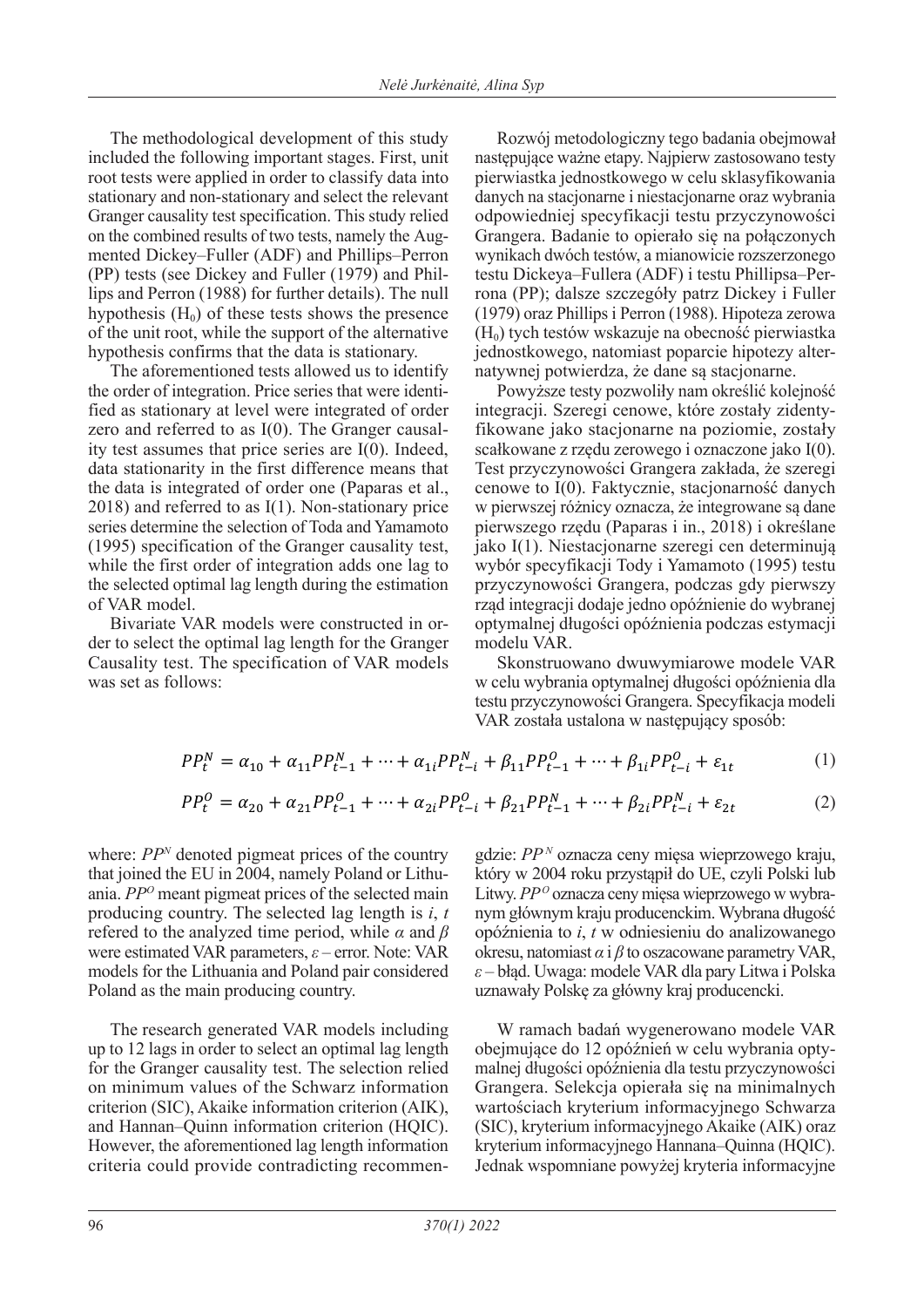The methodological development of this study included the following important stages. First, unit root tests were applied in order to classify data into stationary and non-stationary and select the relevant Granger causality test specification. This study relied on the combined results of two tests, namely the Augmented Dickey–Fuller (ADF) and Phillips–Perron (PP) tests (see Dickey and Fuller (1979) and Phillips and Perron (1988) for further details). The null hypothesis ($H_0$) of these tests shows the presence of the unit root, while the support of the alternative hypothesis confirms that the data is stationary.

The aforementioned tests allowed us to identify the order of integration. Price series that were identified as stationary at level were integrated of order zero and referred to as I(0). The Granger causality test assumes that price series are I(0). Indeed, data stationarity in the first difference means that the data is integrated of order one (Paparas et al., 2018) and referred to as I(1). Non-stationary price series determine the selection of Toda and Yamamoto (1995) specification of the Granger causality test, while the first order of integration adds one lag to the selected optimal lag length during the estimation of VAR model.

Bivariate VAR models were constructed in order to select the optimal lag length for the Granger Causality test. The specification of VAR models was set as follows:

$$PP_t^N = \alpha_{10} + \alpha_{11}PP_{t-1}^N + \cdots + \alpha_{1i}PP_{t-i}^N + \beta_{11}PP_{t-1}^O + \cdots + \beta_{1i}PP_{t-i}^O + \varepsilon_{1t} \tag{1}$$

$$PP_t^O = \alpha_{20} + \alpha_{21}PP_{t-1}^O + \cdots + \alpha_{2i}PP_{t-i}^O + \beta_{21}PP_{t-1}^N + \cdots + \beta_{2i}PP_{t-i}^N + \varepsilon_{2t} \tag{2}$$

where: $PP^N$ denoted pigmeat prices of the country that joined the EU in 2004, namely Poland or Lithuania. $PP^O$ meant pigmeat prices of the selected main producing country. The selected lag length is $i$, $t$ refered to the analyzed time period, while $\alpha$ and $\beta$ were estimated VAR parameters, $\varepsilon$ – error. Note: VAR models for the Lithuania and Poland pair considered Poland as the main producing country.

The research generated VAR models including up to 12 lags in order to select an optimal lag length for the Granger causality test. The selection relied on minimum values of the Schwarz information criterion (SIC), Akaike information criterion (AIK), and Hannan–Quinn information criterion (HQIC). However, the aforementioned lag length information criteria could provide contradicting recommen-

Rozwój metodologiczny tego badania obejmował następujące ważne etapy. Najpierw zastosowano testy pierwiastka jednostkowego w celu sklasyfikowania danych na stacjonarne i niestacjonarne oraz wybrania odpowiedniej specyfikacji testu przyczynowości Grangera. Badanie to opierało się na połączonych wynikach dwóch testów, a mianowicie rozszerzonego testu Dickeya–Fullera (ADF) i testu Phillipsa–Perrona (PP); dalsze szczegóły patrz Dickey i Fuller (1979) oraz Phillips i Perron (1988). Hipoteza zerowa ($H_0$) tych testów wskazuje na obecność pierwiastka jednostkowego, natomiast poparcie hipotezy alternatywnej potwierdza, że dane są stacjonarne.

Powyższe testy pozwoliły nam określić kolejność integracji. Szeregi cenowe, które zostały zidentyfikowane jako stacjonarne na poziomie, zostały scałkowane z rzędu zerowego i oznaczone jako I(0). Test przyczynowości Grangera zakłada, że szeregi cenowe to I(0). Faktycznie, stacjonarność danych w pierwszej różnicy oznacza, że integrowane są dane pierwszego rzędu (Paparas i in., 2018) i określane jako I(1). Niestacjonarne szeregi cen determinują wybór specyfikacji Tody i Yamamoto (1995) testu przyczynowości Grangera, podczas gdy pierwszy rząd integracji dodaje jedno opóźnienie do wybranej optymalnej długości opóźnienia podczas estymacji modelu VAR.

Skonstruowano dwuwymiarowe modele VAR w celu wybrania optymalnej długości opóźnienia dla testu przyczynowości Grangera. Specyfikacja modeli VAR została ustalona w następujący sposób:

gdzie: $PP^N$ oznacza ceny mięsa wieprzowego kraju, który w 2004 roku przystąpił do UE, czyli Polski lub Litwy. $PP^O$ oznacza ceny mięsa wieprzowego w wybranym głównym kraju producenckim. Wybrana długość opóźnienia to $i$, $t$ w odniesieniu do analizowanego okresu, natomiast $\alpha$ i $\beta$ to oszacowane parametry VAR, $\varepsilon$ – błąd. Uwaga: modele VAR dla pary Litwa i Polska uznawały Polskę za główny kraj producencki.

W ramach badań wygenerowano modele VAR obejmujące do 12 opóźnień w celu wybrania optymalnej długości opóźnienia dla testu przyczynowości Grangera. Selekcja opierała się na minimalnych wartościach kryterium informacyjnego Schwarza (SIC), kryterium informacyjnego Akaike (AIK) oraz kryterium informacyjnego Hannana–Quinna (HQIC). Jednak wspomniane powyżej kryteria informacyjne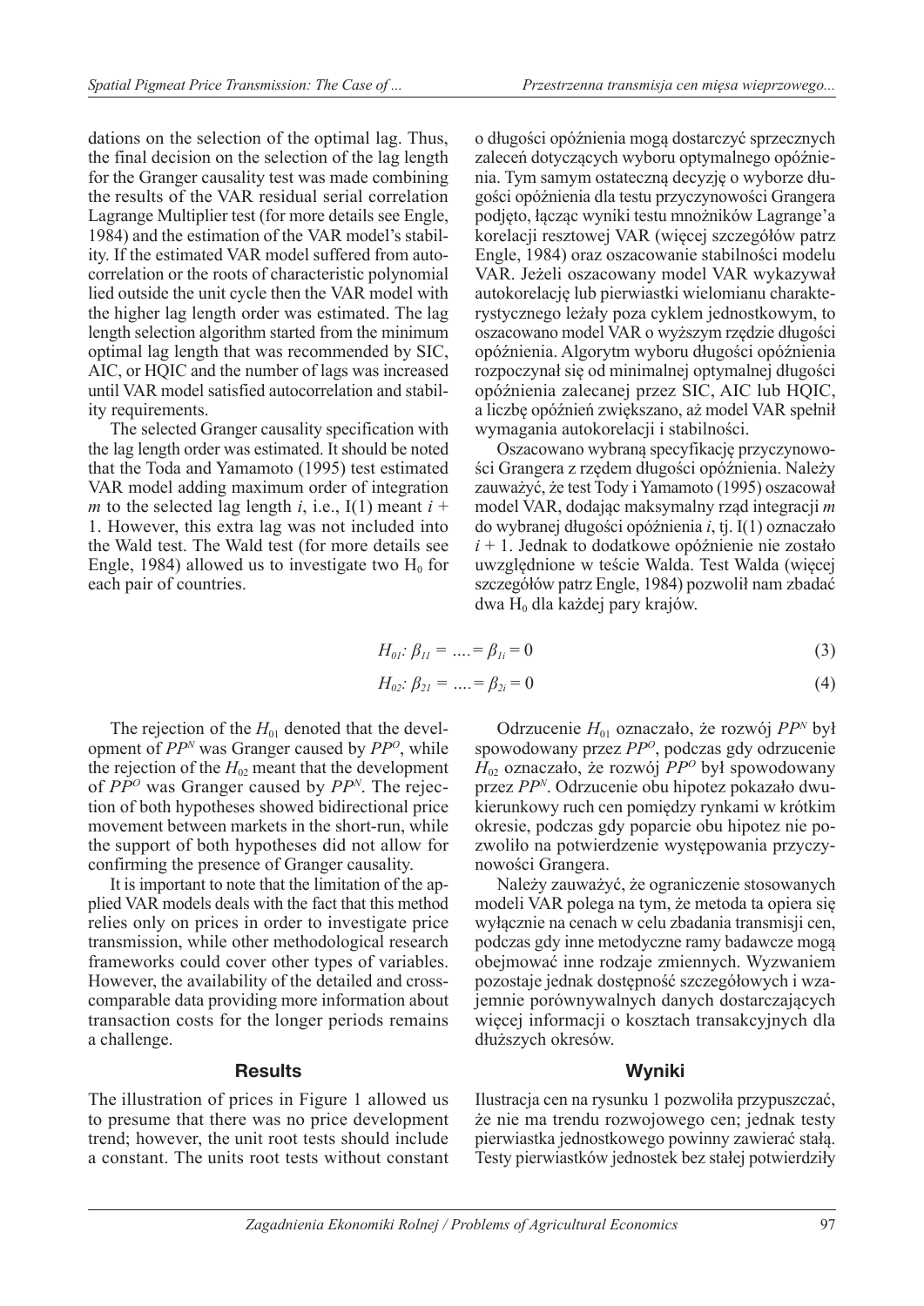dations on the selection of the optimal lag. Thus, the final decision on the selection of the lag length for the Granger causality test was made combining the results of the VAR residual serial correlation Lagrange Multiplier test (for more details see Engle, 1984) and the estimation of the VAR model's stability. If the estimated VAR model suffered from autocorrelation or the roots of characteristic polynomial lied outside the unit cycle then the VAR model with the higher lag length order was estimated. The lag length selection algorithm started from the minimum optimal lag length that was recommended by SIC, AIC, or HQIC and the number of lags was increased until VAR model satisfied autocorrelation and stability requirements.

The selected Granger causality specification with the lag length order was estimated. It should be noted that the Toda and Yamamoto (1995) test estimated VAR model adding maximum order of integration $m$ to the selected lag length $i$, i.e., I(1) meant $i + 1$. However, this extra lag was not included into the Wald test. The Wald test (for more details see Engle, 1984) allowed us to investigate two $H_0$ for each pair of countries.

o długości opóźnienia mogą dostarczyć sprzecznych zaleceń dotyczących wyboru optymalnego opóźnienia. Tym samym ostateczną decyzję o wyborze długości opóźnienia dla testu przyczynowości Grangera podjęto, łącząc wyniki testu mnożników Lagrange'a korelacji resztowej VAR (więcej szczegółów patrz Engle, 1984) oraz oszacowanie stabilności modelu VAR. Jeżeli oszacowany model VAR wykazywał autokorelację lub pierwiastki wielomianu charakterystycznego leżały poza cyklem jednostkowym, to oszacowano model VAR o wyższym rzędzie długości opóźnienia. Algorytm wyboru długości opóźnienia rozpoczynał się od minimalnej optymalnej długości opóźnienia zalecanej przez SIC, AIC lub HQIC, a liczbę opóźnień zwiększano, aż model VAR spełnił wymagania autokorelacji i stabilności.

Oszacowano wybraną specyfikację przyczynowości Grangera z rzędem długości opóźnienia. Należy zauważyć, że test Tody i Yamamoto (1995) oszacował model VAR, dodając maksymalny rząd integracji $m$ do wybranej długości opóźnienia $i$, tj. I(1) oznaczało $i + 1$. Jednak to dodatkowe opóźnienie nie zostało uwzględnione w teście Walda. Test Walda (więcej szczegółów patrz Engle, 1984) pozwolił nam zbadać dwa $H_0$ dla każdej pary krajów.

$$H_{01}: \beta_{11} = .... = \beta_{1i} = 0 \tag{3}$$

$$H_{02}: \beta_{21} = .... = \beta_{2i} = 0 \tag{4}$$

The rejection of the $H_{01}$ denoted that the development of $PP^N$ was Granger caused by $PP^O$, while the rejection of the $H_{02}$ meant that the development of $PP^O$ was Granger caused by $PP^N$. The rejection of both hypotheses showed bidirectional price movement between markets in the short-run, while the support of both hypotheses did not allow for confirming the presence of Granger causality.

It is important to note that the limitation of the applied VAR models deals with the fact that this method relies only on prices in order to investigate price transmission, while other methodological research frameworks could cover other types of variables. However, the availability of the detailed and cross-comparable data providing more information about transaction costs for the longer periods remains a challenge.

Odrzucenie $H_{01}$ oznaczało, że rozwój $PP^N$ był spowodowany przez $PP^O$, podczas gdy odrzucenie $H_{02}$ oznaczało, że rozwój $PP^O$ był spowodowany przez $PP^N$. Odrzucenie obu hipotez pokazało dwukierunkowy ruch cen pomiędzy rynkami w krótkim okresie, podczas gdy poparcie obu hipotez nie pozwoliło na potwierdzenie występowania przyczynowości Grangera.

Należy zauważyć, że ograniczenie stosowanych modeli VAR polega na tym, że metoda ta opiera się wyłącznie na cenach w celu zbadania transmisji cen, podczas gdy inne metodyczne ramy badawcze mogą obejmować inne rodzaje zmiennych. Wyzwaniem pozostaje jednak dostępność szczegółowych i wzajemnie porównywalnych danych dostarczających więcej informacji o kosztach transakcyjnych dla dłuższych okresów.

## Results

The illustration of prices in Figure 1 allowed us to presume that there was no price development trend; however, the unit root tests should include a constant. The units root tests without constant

## Wyniki

Ilustracja cen na rysunku 1 pozwoliła przypuszczać, że nie ma trendu rozwojowego cen; jednak testy pierwiastka jednostkowego powinny zawierać stałą. Testy pierwiastków jednostek bez stałej potwierdziły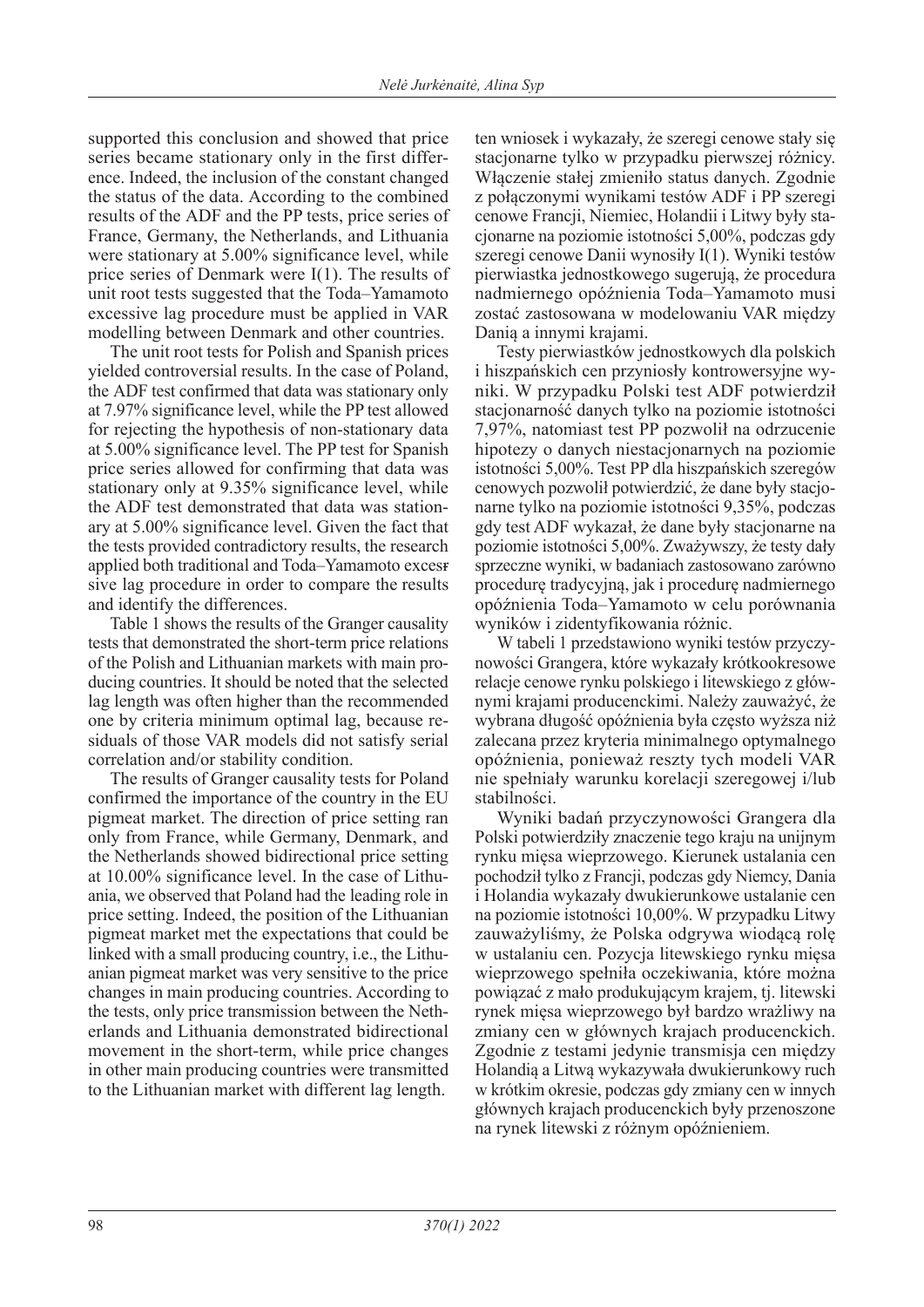supported this conclusion and showed that price series became stationary only in the first difference. Indeed, the inclusion of the constant changed the status of the data. According to the combined results of the ADF and the PP tests, price series of France, Germany, the Netherlands, and Lithuania were stationary at 5.00% significance level, while price series of Denmark were I(1). The results of unit root tests suggested that the Toda–Yamamoto excessive lag procedure must be applied in VAR modelling between Denmark and other countries.

The unit root tests for Polish and Spanish prices yielded controversial results. In the case of Poland, the ADF test confirmed that data was stationary only at 7.97% significance level, while the PP test allowed for rejecting the hypothesis of non-stationary data at 5.00% significance level. The PP test for Spanish price series allowed for confirming that data was stationary only at 9.35% significance level, while the ADF test demonstrated that data was stationary at 5.00% significance level. Given the fact that the tests provided contradictory results, the research applied both traditional and Toda–Yamamoto excessive lag procedure in order to compare the results and identify the differences.

Table 1 shows the results of the Granger causality tests that demonstrated the short-term price relations of the Polish and Lithuanian markets with main producing countries. It should be noted that the selected lag length was often higher than the recommended one by criteria minimum optimal lag, because residuals of those VAR models did not satisfy serial correlation and/or stability condition.

The results of Granger causality tests for Poland confirmed the importance of the country in the EU pigmeat market. The direction of price setting ran only from France, while Germany, Denmark, and the Netherlands showed bidirectional price setting at 10.00% significance level. In the case of Lithuania, we observed that Poland had the leading role in price setting. Indeed, the position of the Lithuanian pigmeat market met the expectations that could be linked with a small producing country, i.e., the Lithuanian pigmeat market was very sensitive to the price changes in main producing countries. According to the tests, only price transmission between the Netherlands and Lithuania demonstrated bidirectional movement in the short-term, while price changes in other main producing countries were transmitted to the Lithuanian market with different lag length.

ten wniosek i wykazały, że szeregi cenowe stały się stacjonarne tylko w przypadku pierwszej różnicy. Włączenie stałej zmieniło status danych. Zgodnie z połączonymi wynikami testów ADF i PP szeregi cenowe Francji, Niemiec, Holandii i Litwy były stacjonarne na poziomie istotności 5,00%, podczas gdy szeregi cenowe Danii wynosiły I(1). Wyniki testów pierwiastka jednostkowego sugerują, że procedura nadmiernego opóźnienia Toda–Yamamoto musi zostać zastosowana w modelowaniu VAR między Danią a innymi krajami.

Testy pierwiastków jednostkowych dla polskich i hiszpańskich cen przyniosły kontrowersyjne wyniki. W przypadku Polski test ADF potwierdził stacjonarność danych tylko na poziomie istotności 7,97%, natomiast test PP pozwolił na odrzucenie hipotezy o danych niestacjonarnych na poziomie istotności 5,00%. Test PP dla hiszpańskich szeregów cenowych pozwolił potwierdzić, że dane były stacjonarne tylko na poziomie istotności 9,35%, podczas gdy test ADF wykazał, że dane były stacjonarne na poziomie istotności 5,00%. Zważywszy, że testy dały sprzeczne wyniki, w badaniach zastosowano zarówno procedurę tradycyjną, jak i procedurę nadmiernego opóźnienia Toda–Yamamoto w celu porównania wyników i zidentyfikowania różnic.

W tabeli 1 przedstawiono wyniki testów przyczynowości Grangera, które wykazały krótkookresowe relacje cenowe rynku polskiego i litewskiego z głównymi krajami producenckimi. Należy zauważyć, że wybrana długość opóźnienia była często wyższa niż zalecana przez kryteria minimalnego optymalnego opóźnienia, ponieważ reszty tych modeli VAR nie spełniały warunku korelacji szeregowej i/lub stabilności.

Wyniki badań przyczynowości Grangera dla Polski potwierdziły znaczenie tego kraju na unijnym rynku mięsa wieprzowego. Kierunek ustalania cen pochodził tylko z Francji, podczas gdy Niemcy, Dania i Holandia wykazały dwukierunkowe ustalanie cen na poziomie istotności 10,00%. W przypadku Litwy zauważyliśmy, że Polska odgrywa wiodącą rolę w ustalaniu cen. Pozycja litewskiego rynku mięsa wieprzowego spełniła oczekiwania, które można powiązać z mało produkującym krajem, tj. litewski rynek mięsa wieprzowego był bardzo wrażliwy na zmiany cen w głównych krajach producenckich. Zgodnie z testami jedynie transmisja cen między Holandią a Litwą wykazywała dwukierunkowy ruch w krótkim okresie, podczas gdy zmiany cen w innych głównych krajach producenckich były przenoszone na rynek litewski z różnym opóźnieniem.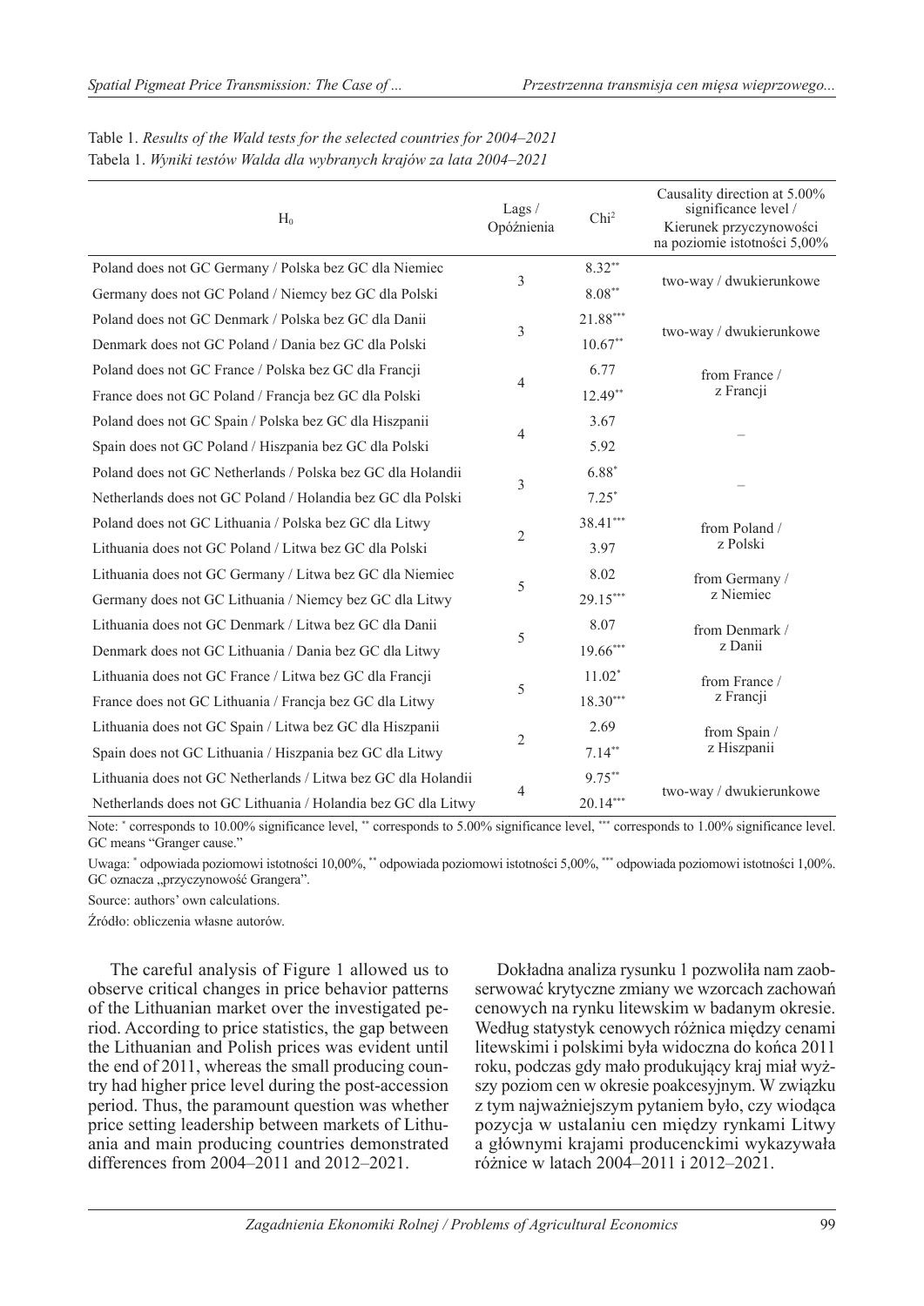Table 1. *Results of the Wald tests for the selected countries for 2004–2021*
Tabela 1. *Wyniki testów Walda dla wybranych krajów za lata 2004–2021*

| $H_0$ | Lags / Opóźnienia | $Chi^2$ | Causality direction at 5.00% significance level / Kierunek przyczynowości na poziomie istotności 5,00% |
|---|---|---|---|
| Poland does not GC Germany / Polska bez GC dla Niemiec | 3 | 8.32** | two-way / dwukierunkowe |
| Germany does not GC Poland / Niemcy bez GC dla Polski | | 8.08** | |
| Poland does not GC Denmark / Polska bez GC dla Danii | 3 | 21.88*** | two-way / dwukierunkowe |
| Denmark does not GC Poland / Dania bez GC dla Polski | | 10.67** | |
| Poland does not GC France / Polska bez GC dla Francji | 4 | 6.77 | from France / z Francji |
| France does not GC Poland / Francja bez GC dla Polski | | 12.49** | |
| Poland does not GC Spain / Polska bez GC dla Hiszpanii | 4 | 3.67 | – |
| Spain does not GC Poland / Hiszpania bez GC dla Polski | | 5.92 | |
| Poland does not GC Netherlands / Polska bez GC dla Holandii | 3 | 6.88* | – |
| Netherlands does not GC Poland / Holandia bez GC dla Polski | | 7.25* | |
| Poland does not GC Lithuania / Polska bez GC dla Litwy | 2 | 38.41*** | from Poland / z Polski |
| Lithuania does not GC Poland / Litwa bez GC dla Polski | | 3.97 | |
| Lithuania does not GC Germany / Litwa bez GC dla Niemiec | 5 | 8.02 | from Germany / z Niemiec |
| Germany does not GC Lithuania / Niemcy bez GC dla Litwy | | 29.15*** | |
| Lithuania does not GC Denmark / Litwa bez GC dla Danii | 5 | 8.07 | from Denmark / z Danii |
| Denmark does not GC Lithuania / Dania bez GC dla Litwy | | 19.66*** | |
| Lithuania does not GC France / Litwa bez GC dla Francji | 5 | 11.02* | from France / z Francji |
| France does not GC Lithuania / Francja bez GC dla Litwy | | 18.30*** | |
| Lithuania does not GC Spain / Litwa bez GC dla Hiszpanii | 2 | 2.69 | from Spain / z Hiszpanii |
| Spain does not GC Lithuania / Hiszpania bez GC dla Litwy | | 7.14** | |
| Lithuania does not GC Netherlands / Litwa bez GC dla Holandii | 4 | 9.75** | two-way / dwukierunkowe |
| Netherlands does not GC Lithuania / Holandia bez GC dla Litwy | | 20.14*** | |

Note: * corresponds to 10.00% significance level, ** corresponds to 5.00% significance level, *** corresponds to 1.00% significance level. GC means "Granger cause."

Uwaga: * odpowiada poziomowi istotności 10,00%, ** odpowiada poziomowi istotności 5,00%, *** odpowiada poziomowi istotności 1,00%. GC oznacza „przyczynowość Grangera".

Source: authors' own calculations.

Źródło: obliczenia własne autorów.

The careful analysis of Figure 1 allowed us to observe critical changes in price behavior patterns of the Lithuanian market over the investigated period. According to price statistics, the gap between the Lithuanian and Polish prices was evident until the end of 2011, whereas the small producing country had higher price level during the post-accession period. Thus, the paramount question was whether price setting leadership between markets of Lithuania and main producing countries demonstrated differences from 2004–2011 and 2012–2021.

Dokładna analiza rysunku 1 pozwoliła nam zaobserwować krytyczne zmiany we wzorcach zachowań cenowych na rynku litewskim w badanym okresie. Według statystyk cenowych różnica między cenami litewskimi i polskimi była widoczna do końca 2011 roku, podczas gdy mało produkujący kraj miał wyższy poziom cen w okresie poakcesyjnym. W związku z tym najważniejszym pytaniem było, czy wiodąca pozycja w ustalaniu cen między rynkami Litwy a głównymi krajami producenckimi wykazywała różnice w latach 2004–2011 i 2012–2021.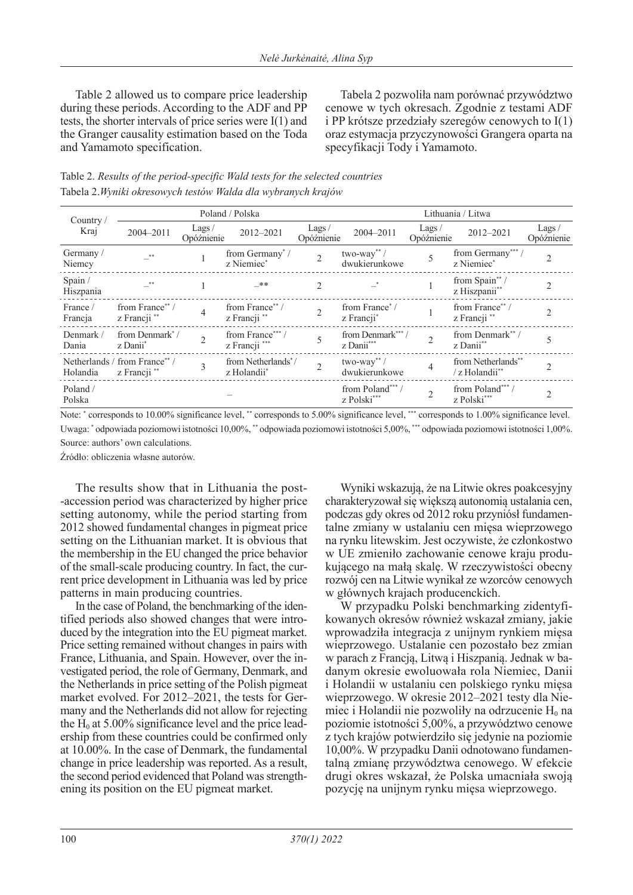Table 2 allowed us to compare price leadership during these periods. According to the ADF and PP tests, the shorter intervals of price series were I(1) and the Granger causality estimation based on the Toda and Yamamoto specification.

Tabela 2 pozwoliła nam porównać przywództwo cenowe w tych okresach. Zgodnie z testami ADF i PP krótsze przedziały szeregów cenowych to I(1) oraz estymacja przyczynowości Grangera oparta na specyfikacji Tody i Yamamoto.

Table 2. *Results of the period-specific Wald tests for the selected countries*
Tabela 2. *Wyniki okresowych testów Walda dla wybranych krajów*

| Country / Kraj | Poland / Polska | | | | Lithuania / Litwa | | | |
|---|---|---|---|---|---|---|---|---|
| | 2004–2011 | Lags / Opóźnienie | 2012–2021 | Lags / Opóźnienie | 2004–2011 | Lags / Opóźnienie | 2012–2021 | Lags / Opóźnienie |
| Germany / Niemcy | –** | 1 | from Germany* / z Niemiec* | 2 | two-way** / dwukierunkowe | 5 | from Germany*** / z Niemiec* | 2 |
| Spain / Hiszpania | –** | 1 | –** | 2 | –* | 1 | from Spain** / z Hiszpanii** | 2 |
| France / Francja | from France** / z Francji ** | 4 | from France** / z Francji ** | 2 | from France* / z Francji* | 1 | from France** / z Francji ** | 2 |
| Denmark / Dania | from Denmark* / z Danii* | 2 | from France*** / z Francji *** | 5 | from Denmark*** / z Danii*** | 2 | from Denmark** / z Danii** | 5 |
| Netherlands / Holandia | from France** / z Francji ** | 3 | from Netherlands* / z Holandii* | 2 | two-way** / dwukierunkowe | 4 | from Netherlands** / z Holandii** | 2 |
| Poland / Polska | | | – | | from Poland*** / z Polski*** | 2 | from Poland*** / z Polski*** | 2 |

Note: * corresponds to 10.00% significance level, ** corresponds to 5.00% significance level, *** corresponds to 1.00% significance level.
Uwaga: * odpowiada poziomowi istotności 10,00%, ** odpowiada poziomowi istotności 5,00%, *** odpowiada poziomowi istotności 1,00%.
Source: authors' own calculations.
Źródło: obliczenia własne autorów.

The results show that in Lithuania the post-accession period was characterized by higher price setting autonomy, while the period starting from 2012 showed fundamental changes in pigmeat price setting on the Lithuanian market. It is obvious that the membership in the EU changed the price behavior of the small-scale producing country. In fact, the current price development in Lithuania was led by price patterns in main producing countries.

In the case of Poland, the benchmarking of the identified periods also showed changes that were introduced by the integration into the EU pigmeat market. Price setting remained without changes in pairs with France, Lithuania, and Spain. However, over the investigated period, the role of Germany, Denmark, and the Netherlands in price setting of the Polish pigmeat market evolved. For 2012–2021, the tests for Germany and the Netherlands did not allow for rejecting the $H_0$ at 5.00% significance level and the price leadership from these countries could be confirmed only at 10.00%. In the case of Denmark, the fundamental change in price leadership was reported. As a result, the second period evidenced that Poland was strengthening its position on the EU pigmeat market.

Wyniki wskazują, że na Litwie okres poakcesyjny charakteryzował się większą autonomią ustalania cen, podczas gdy okres od 2012 roku przyniósł fundamentalne zmiany w ustalaniu cen mięsa wieprzowego na rynku litewskim. Jest oczywiste, że członkostwo w UE zmieniło zachowanie cenowe kraju produkującego na małą skalę. W rzeczywistości obecny rozwój cen na Litwie wynikał ze wzorców cenowych w głównych krajach producenckich.

W przypadku Polski benchmarking zidentyfikowanych okresów również wskazał zmiany, jakie wprowadziła integracja z unijnym rynkiem mięsa wieprzowego. Ustalanie cen pozostało bez zmian w parach z Francją, Litwą i Hiszpanią. Jednak w badanym okresie ewoluowała rola Niemiec, Danii i Holandii w ustalaniu cen polskiego rynku mięsa wieprzowego. W okresie 2012–2021 testy dla Niemiec i Holandii nie pozwoliły na odrzucenie $H_0$ na poziomie istotności 5,00%, a przywództwo cenowe z tych krajów potwierdziło się jedynie na poziomie 10,00%. W przypadku Danii odnotowano fundamentalną zmianę przywództwa cenowego. W efekcie drugi okres wskazał, że Polska umacniała swoją pozycję na unijnym rynku mięsa wieprzowego.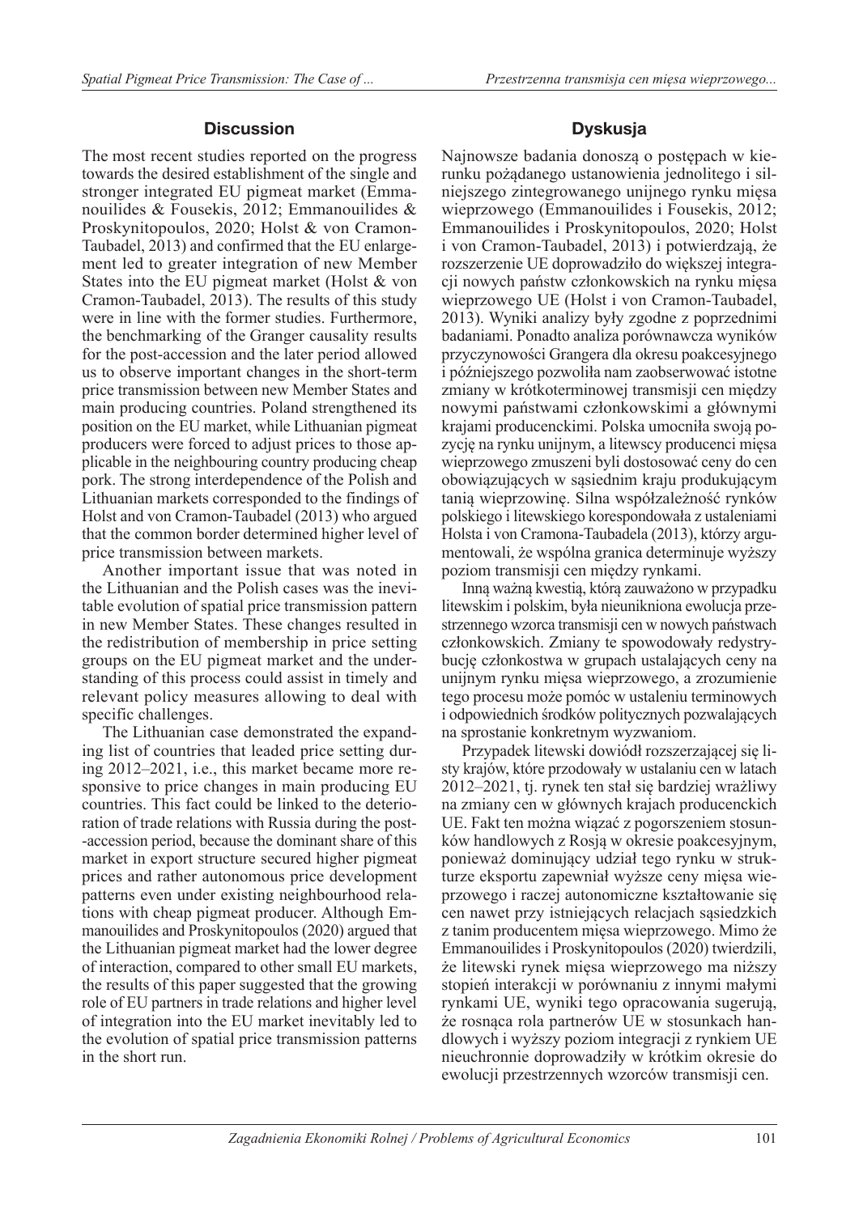## Discussion

The most recent studies reported on the progress towards the desired establishment of the single and stronger integrated EU pigmeat market (Emmanouilides & Fousekis, 2012; Emmanouilides & Proskynitopoulos, 2020; Holst & von Cramon-Taubadel, 2013) and confirmed that the EU enlargement led to greater integration of new Member States into the EU pigmeat market (Holst & von Cramon-Taubadel, 2013). The results of this study were in line with the former studies. Furthermore, the benchmarking of the Granger causality results for the post-accession and the later period allowed us to observe important changes in the short-term price transmission between new Member States and main producing countries. Poland strengthened its position on the EU market, while Lithuanian pigmeat producers were forced to adjust prices to those applicable in the neighbouring country producing cheap pork. The strong interdependence of the Polish and Lithuanian markets corresponded to the findings of Holst and von Cramon-Taubadel (2013) who argued that the common border determined higher level of price transmission between markets.

Another important issue that was noted in the Lithuanian and the Polish cases was the inevitable evolution of spatial price transmission pattern in new Member States. These changes resulted in the redistribution of membership in price setting groups on the EU pigmeat market and the understanding of this process could assist in timely and relevant policy measures allowing to deal with specific challenges.

The Lithuanian case demonstrated the expanding list of countries that leaded price setting during 2012–2021, i.e., this market became more responsive to price changes in main producing EU countries. This fact could be linked to the deterioration of trade relations with Russia during the post-accession period, because the dominant share of this market in export structure secured higher pigmeat prices and rather autonomous price development patterns even under existing neighbourhood relations with cheap pigmeat producer. Although Emmanouilides and Proskynitopoulos (2020) argued that the Lithuanian pigmeat market had the lower degree of interaction, compared to other small EU markets, the results of this paper suggested that the growing role of EU partners in trade relations and higher level of integration into the EU market inevitably led to the evolution of spatial price transmission patterns in the short run.

## Dyskusja

Najnowsze badania donoszą o postępach w kierunku pożądanego ustanowienia jednolitego i silniejszego zintegrowanego unijnego rynku mięsa wieprzowego (Emmanouilides i Fousekis, 2012; Emmanouilides i Proskynitopoulos, 2020; Holst i von Cramon-Taubadel, 2013) i potwierdzają, że rozszerzenie UE doprowadziło do większej integracji nowych państw członkowskich na rynku mięsa wieprzowego UE (Holst i von Cramon-Taubadel, 2013). Wyniki analizy były zgodne z poprzednimi badaniami. Ponadto analiza porównawcza wyników przyczynowości Grangera dla okresu poakcesyjnego i późniejszego pozwoliła nam zaobserwować istotne zmiany w krótkoterminowej transmisji cen między nowymi państwami członkowskimi a głównymi krajami producenckimi. Polska umocniła swoją pozycję na rynku unijnym, a litewscy producenci mięsa wieprzowego zmuszeni byli dostosować ceny do cen obowiązujących w sąsiednim kraju produkującym tanią wieprzowinę. Silna współzależność rynków polskiego i litewskiego korespondowała z ustaleniami Holsta i von Cramona-Taubadela (2013), którzy argumentowali, że wspólna granica determinuje wyższy poziom transmisji cen między rynkami.

Inną ważną kwestią, którą zauważono w przypadku litewskim i polskim, była nieunikniona ewolucja przestrzennego wzorca transmisji cen w nowych państwach członkowskich. Zmiany te spowodowały redystrybucję członkostwa w grupach ustalających ceny na unijnym rynku mięsa wieprzowego, a zrozumienie tego procesu może pomóc w ustaleniu terminowych i odpowiednich środków politycznych pozwalających na sprostanie konkretnym wyzwaniom.

Przypadek litewski dowiódł rozszerzającej się listy krajów, które przodowały w ustalaniu cen w latach 2012–2021, tj. rynek ten stał się bardziej wrażliwy na zmiany cen w głównych krajach producenckich UE. Fakt ten można wiązać z pogorszeniem stosunków handlowych z Rosją w okresie poakcesyjnym, ponieważ dominujący udział tego rynku w strukturze eksportu zapewniał wyższe ceny mięsa wieprzowego i raczej autonomiczne kształtowanie się cen nawet przy istniejących relacjach sąsiedzkich z tanim producentem mięsa wieprzowego. Mimo że Emmanouilides i Proskynitopoulos (2020) twierdzili, że litewski rynek mięsa wieprzowego ma niższy stopień interakcji w porównaniu z innymi małymi rynkami UE, wyniki tego opracowania sugerują, że rosnąca rola partnerów UE w stosunkach handlowych i wyższy poziom integracji z rynkiem UE nieuchronnie doprowadziły w krótkim okresie do ewolucji przestrzennych wzorców transmisji cen.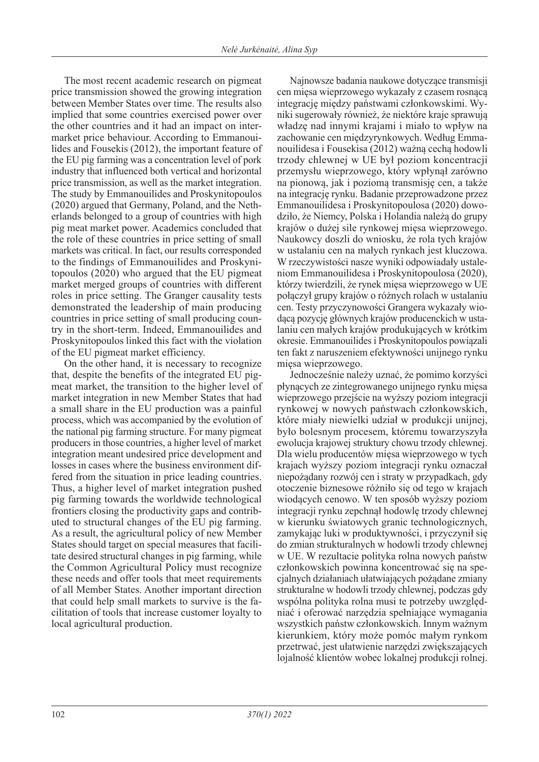The most recent academic research on pigmeat price transmission showed the growing integration between Member States over time. The results also implied that some countries exercised power over the other countries and it had an impact on intermarket price behaviour. According to Emmanouilides and Fousekis (2012), the important feature of the EU pig farming was a concentration level of pork industry that influenced both vertical and horizontal price transmission, as well as the market integration. The study by Emmanouilides and Proskynitopoulos (2020) argued that Germany, Poland, and the Netherlands belonged to a group of countries with high pig meat market power. Academics concluded that the role of these countries in price setting of small markets was critical. In fact, our results corresponded to the findings of Emmanouilides and Proskynitopoulos (2020) who argued that the EU pigmeat market merged groups of countries with different roles in price setting. The Granger causality tests demonstrated the leadership of main producing countries in price setting of small producing country in the short-term. Indeed, Emmanouilides and Proskynitopoulos linked this fact with the violation of the EU pigmeat market efficiency.

On the other hand, it is necessary to recognize that, despite the benefits of the integrated EU pigmeat market, the transition to the higher level of market integration in new Member States that had a small share in the EU production was a painful process, which was accompanied by the evolution of the national pig farming structure. For many pigmeat producers in those countries, a higher level of market integration meant undesired price development and losses in cases where the business environment differed from the situation in price leading countries. Thus, a higher level of market integration pushed pig farming towards the worldwide technological frontiers closing the productivity gaps and contributed to structural changes of the EU pig farming. As a result, the agricultural policy of new Member States should target on special measures that facilitate desired structural changes in pig farming, while the Common Agricultural Policy must recognize these needs and offer tools that meet requirements of all Member States. Another important direction that could help small markets to survive is the facilitation of tools that increase customer loyalty to local agricultural production.

Najnowsze badania naukowe dotyczące transmisji cen mięsa wieprzowego wykazały z czasem rosnącą integrację między państwami członkowskimi. Wyniki sugerowały również, że niektóre kraje sprawują władzę nad innymi krajami i miało to wpływ na zachowanie cen międzyrynkowych. Według Emmanouilidesa i Fousekisa (2012) ważną cechą hodowli trzody chlewnej w UE był poziom koncentracji przemysłu wieprzowego, który wpłynął zarówno na pionową, jak i poziomą transmisję cen, a także na integrację rynku. Badanie przeprowadzone przez Emmanouilidesa i Proskynitopoulosa (2020) dowodziło, że Niemcy, Polska i Holandia należą do grupy krajów o dużej sile rynkowej mięsa wieprzowego. Naukowcy doszli do wniosku, że rola tych krajów w ustalaniu cen na małych rynkach jest kluczowa. W rzeczywistości nasze wyniki odpowiadały ustaleniom Emmanouilidesa i Proskynitopoulosa (2020), którzy twierdzili, że rynek mięsa wieprzowego w UE połączył grupy krajów o różnych rolach w ustalaniu cen. Testy przyczynowości Grangera wykazały wiodącą pozycję głównych krajów producenckich w ustalaniu cen małych krajów produkujących w krótkim okresie. Emmanouilides i Proskynitopoulos powiązali ten fakt z naruszeniem efektywności unijnego rynku mięsa wieprzowego.

Jednocześnie należy uznać, że pomimo korzyści płynących ze zintegrowanego unijnego rynku mięsa wieprzowego przejście na wyższy poziom integracji rynkowej w nowych państwach członkowskich, które miały niewielki udział w produkcji unijnej, było bolesnym procesem, któremu towarzyszyła ewolucja krajowej struktury chowu trzody chlewnej. Dla wielu producentów mięsa wieprzowego w tych krajach wyższy poziom integracji rynku oznaczał niepożądany rozwój cen i straty w przypadkach, gdy otoczenie biznesowe różniło się od tego w krajach wiodących cenowo. W ten sposób wyższy poziom integracji rynku zepchnął hodowlę trzody chlewnej w kierunku światowych granic technologicznych, zamykając luki w produktywności, i przyczynił się do zmian strukturalnych w hodowli trzody chlewnej w UE. W rezultacie polityka rolna nowych państw członkowskich powinna koncentrować się na specjalnych działaniach ułatwiających pożądane zmiany strukturalne w hodowli trzody chlewnej, podczas gdy wspólna polityka rolna musi te potrzeby uwzględniać i oferować narzędzia spełniające wymagania wszystkich państw członkowskich. Innym ważnym kierunkiem, który może pomóc małym rynkom przetrwać, jest ułatwienie narzędzi zwiększających lojalność klientów wobec lokalnej produkcji rolnej.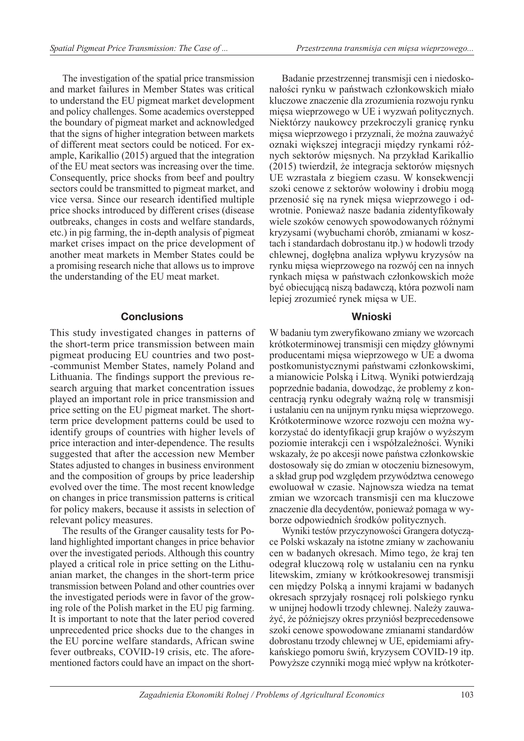The investigation of the spatial price transmission and market failures in Member States was critical to understand the EU pigmeat market development and policy challenges. Some academics overstepped the boundary of pigmeat market and acknowledged that the signs of higher integration between markets of different meat sectors could be noticed. For example, Karikallio (2015) argued that the integration of the EU meat sectors was increasing over the time. Consequently, price shocks from beef and poultry sectors could be transmitted to pigmeat market, and vice versa. Since our research identified multiple price shocks introduced by different crises (disease outbreaks, changes in costs and welfare standards, etc.) in pig farming, the in-depth analysis of pigmeat market crises impact on the price development of another meat markets in Member States could be a promising research niche that allows us to improve the understanding of the EU meat market.

## Conclusions

This study investigated changes in patterns of the short-term price transmission between main pigmeat producing EU countries and two post-communist Member States, namely Poland and Lithuania. The findings support the previous research arguing that market concentration issues played an important role in price transmission and price setting on the EU pigmeat market. The short-term price development patterns could be used to identify groups of countries with higher levels of price interaction and inter-dependence. The results suggested that after the accession new Member States adjusted to changes in business environment and the composition of groups by price leadership evolved over the time. The most recent knowledge on changes in price transmission patterns is critical for policy makers, because it assists in selection of relevant policy measures.

The results of the Granger causality tests for Poland highlighted important changes in price behavior over the investigated periods. Although this country played a critical role in price setting on the Lithuanian market, the changes in the short-term price transmission between Poland and other countries over the investigated periods were in favor of the growing role of the Polish market in the EU pig farming. It is important to note that the later period covered unprecedented price shocks due to the changes in the EU porcine welfare standards, African swine fever outbreaks, COVID-19 crisis, etc. The aforementioned factors could have an impact on the short-

Badanie przestrzennej transmisji cen i niedoskonałości rynku w państwach członkowskich miało kluczowe znaczenie dla zrozumienia rozwoju rynku mięsa wieprzowego w UE i wyzwań politycznych. Niektórzy naukowcy przekroczyli granicę rynku mięsa wieprzowego i przyznali, że można zauważyć oznaki większej integracji między rynkami różnych sektorów mięsnych. Na przykład Karikallio (2015) twierdził, że integracja sektorów mięsnych UE wzrastała z biegiem czasu. W konsekwencji szoki cenowe z sektorów wołowiny i drobiu mogą przenosić się na rynek mięsa wieprzowego i odwrotnie. Ponieważ nasze badania zidentyfikowały wiele szoków cenowych spowodowanych różnymi kryzysami (wybuchami chorób, zmianami w kosztach i standardach dobrostanu itp.) w hodowli trzody chlewnej, dogłębna analiza wpływu kryzysów na rynku mięsa wieprzowego na rozwój cen na innych rynkach mięsa w państwach członkowskich może być obiecującą niszą badawczą, która pozwoli nam lepiej zrozumieć rynek mięsa w UE.

## Wnioski

W badaniu tym zweryfikowano zmiany we wzorcach krótkoterminowej transmisji cen między głównymi producentami mięsa wieprzowego w UE a dwoma postkomunistycznymi państwami członkowskimi, a mianowicie Polską i Litwą. Wyniki potwierdzają poprzednie badania, dowodząc, że problemy z koncentracją rynku odegrały ważną rolę w transmisji i ustalaniu cen na unijnym rynku mięsa wieprzowego. Krótkoterminowe wzorce rozwoju cen można wykorzystać do identyfikacji grup krajów o wyższym poziomie interakcji cen i współzależności. Wyniki wskazały, że po akcesji nowe państwa członkowskie dostosowały się do zmian w otoczeniu biznesowym, a skład grup pod względem przywództwa cenowego ewoluował w czasie. Najnowsza wiedza na temat zmian we wzorcach transmisji cen ma kluczowe znaczenie dla decydentów, ponieważ pomaga w wyborze odpowiednich środków politycznych.

Wyniki testów przyczynowości Grangera dotyczące Polski wskazały na istotne zmiany w zachowaniu cen w badanych okresach. Mimo tego, że kraj ten odegrał kluczową rolę w ustalaniu cen na rynku litewskim, zmiany w krótkookresowej transmisji cen między Polską a innymi krajami w badanych okresach sprzyjały rosnącej roli polskiego rynku w unijnej hodowli trzody chlewnej. Należy zauważyć, że późniejszy okres przyniósł bezprecedensowe szoki cenowe spowodowane zmianami standardów dobrostanu trzody chlewnej w UE, epidemiami afrykańskiego pomoru świń, kryzysem COVID-19 itp. Powyższe czynniki mogą mieć wpływ na krótkoter-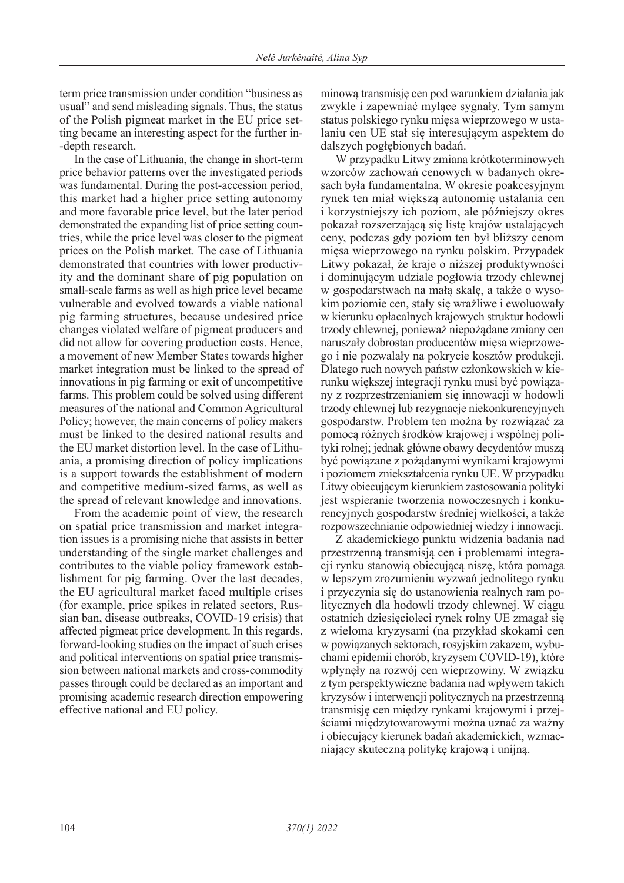term price transmission under condition "business as usual" and send misleading signals. Thus, the status of the Polish pigmeat market in the EU price setting became an interesting aspect for the further in-depth research.

In the case of Lithuania, the change in short-term price behavior patterns over the investigated periods was fundamental. During the post-accession period, this market had a higher price setting autonomy and more favorable price level, but the later period demonstrated the expanding list of price setting countries, while the price level was closer to the pigmeat prices on the Polish market. The case of Lithuania demonstrated that countries with lower productivity and the dominant share of pig population on small-scale farms as well as high price level became vulnerable and evolved towards a viable national pig farming structures, because undesired price changes violated welfare of pigmeat producers and did not allow for covering production costs. Hence, a movement of new Member States towards higher market integration must be linked to the spread of innovations in pig farming or exit of uncompetitive farms. This problem could be solved using different measures of the national and Common Agricultural Policy; however, the main concerns of policy makers must be linked to the desired national results and the EU market distortion level. In the case of Lithuania, a promising direction of policy implications is a support towards the establishment of modern and competitive medium-sized farms, as well as the spread of relevant knowledge and innovations.

From the academic point of view, the research on spatial price transmission and market integration issues is a promising niche that assists in better understanding of the single market challenges and contributes to the viable policy framework establishment for pig farming. Over the last decades, the EU agricultural market faced multiple crises (for example, price spikes in related sectors, Russian ban, disease outbreaks, COVID-19 crisis) that affected pigmeat price development. In this regards, forward-looking studies on the impact of such crises and political interventions on spatial price transmission between national markets and cross-commodity passes through could be declared as an important and promising academic research direction empowering effective national and EU policy.

minową transmisję cen pod warunkiem działania jak zwykle i zapewniać mylące sygnały. Tym samym status polskiego rynku mięsa wieprzowego w ustalaniu cen UE stał się interesującym aspektem do dalszych pogłębionych badań.

W przypadku Litwy zmiana krótkoterminowych wzorców zachowań cenowych w badanych okresach była fundamentalna. W okresie poakcesyjnym rynek ten miał większą autonomię ustalania cen i korzystniejszy ich poziom, ale późniejszy okres pokazał rozszerzającą się listę krajów ustalających ceny, podczas gdy poziom ten był bliższy cenom mięsa wieprzowego na rynku polskim. Przypadek Litwy pokazał, że kraje o niższej produktywności i dominującym udziale pogłowia trzody chlewnej w gospodarstwach na małą skalę, a także o wysokim poziomie cen, stały się wrażliwe i ewoluowały w kierunku opłacalnych krajowych struktur hodowli trzody chlewnej, ponieważ niepożądane zmiany cen naruszały dobrostan producentów mięsa wieprzowego i nie pozwalały na pokrycie kosztów produkcji. Dlatego ruch nowych państw członkowskich w kierunku większej integracji rynku musi być powiązany z rozprzestrzenianiem się innowacji w hodowli trzody chlewnej lub rezygnacje niekonkurencyjnych gospodarstw. Problem ten można by rozwiązać za pomocą różnych środków krajowej i wspólnej polityki rolnej; jednak główne obawy decydentów muszą być powiązane z pożądanymi wynikami krajowymi i poziomem zniekształcenia rynku UE. W przypadku Litwy obiecującym kierunkiem zastosowania polityki jest wspieranie tworzenia nowoczesnych i konkurencyjnych gospodarstw średniej wielkości, a także rozpowszechnianie odpowiedniej wiedzy i innowacji.

Z akademickiego punktu widzenia badania nad przestrzenną transmisją cen i problemami integracji rynku stanowią obiecującą niszę, która pomaga w lepszym zrozumieniu wyzwań jednolitego rynku i przyczynia się do ustanowienia realnych ram politycznych dla hodowli trzody chlewnej. W ciągu ostatnich dziesięcioleci rynek rolny UE zmagał się z wieloma kryzysami (na przykład skokami cen w powiązanych sektorach, rosyjskim zakazem, wybuchami epidemii chorób, kryzysem COVID-19), które wpłynęły na rozwój cen wieprzowiny. W związku z tym perspektywiczne badania nad wpływem takich kryzysów i interwencji politycznych na przestrzenną transmisję cen między rynkami krajowymi i przejściami międzytowarowymi można uznać za ważny i obiecujący kierunek badań akademickich, wzmacniający skuteczną politykę krajową i unijną.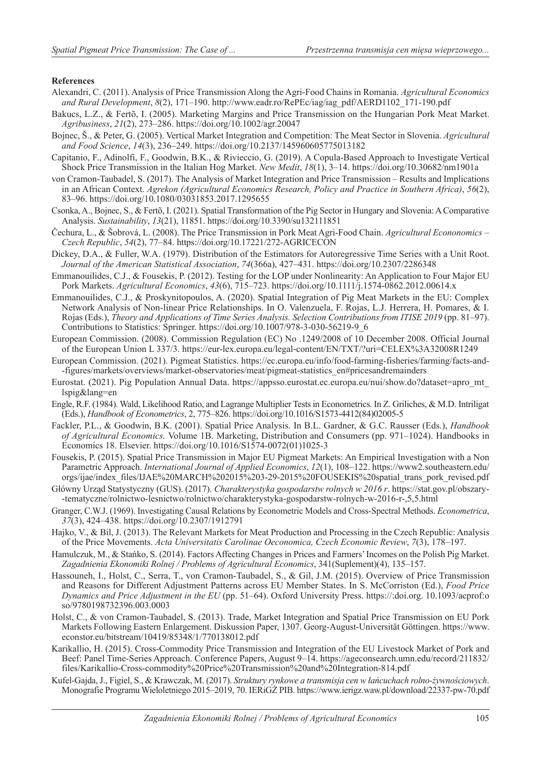**References**

Alexandri, C. (2011). Analysis of Price Transmission Along the Agri-Food Chains in Romania. *Agricultural Economics and Rural Development*, *8*(2), 171–190. http://www.eadr.ro/RePEc/iag/iag_pdf/AERD1102_171-190.pdf

Bakucs, L.Z., & Fertõ, I. (2005). Marketing Margins and Price Transmission on the Hungarian Pork Meat Market. *Agribusiness*, *21*(2), 273–286. https://doi.org/10.1002/agr.20047

Bojnec, Š., & Peter, G. (2005). Vertical Market Integration and Competition: The Meat Sector in Slovenia. *Agricultural and Food Science*, *14*(3), 236–249. https://doi.org/10.2137/145960605775013182

Capitanio, F., Adinolfi, F., Goodwin, B.K., & Rivieccio, G. (2019). A Copula-Based Approach to Investigate Vertical Shock Price Transmission in the Italian Hog Market. *New Medit*, *18*(1), 3–14. https://doi.org/10.30682/nm1901a

von Cramon-Taubadel, S. (2017). The Analysis of Market Integration and Price Transmission – Results and Implications in an African Context. *Agrekon (Agricultural Economics Research, Policy and Practice in Southern Africa)*, *56*(2), 83–96. https://doi.org/10.1080/03031853.2017.1295655

Csonka, A., Bojnec, S., & Fertõ, I. (2021). Spatial Transformation of the Pig Sector in Hungary and Slovenia: A Comparative Analysis. *Sustainability*, *13*(21), 11851. https://doi.org/10.3390/su132111851

Čechura, L., & Šobrová, L. (2008). The Price Transmission in Pork Meat Agri-Food Chain. *Agricultural Econonomics – Czech Republic*, *54*(2), 77–84. https://doi.org/10.17221/272-AGRICECON

Dickey, D.A., & Fuller, W.A. (1979). Distribution of the Estimators for Autoregressive Time Series with a Unit Root. *Journal of the American Statistical Association*, *74*(366a), 427–431. https://doi.org/10.2307/2286348

Emmanouilides, C.J., & Fousekis, P. (2012). Testing for the LOP under Nonlinearity: An Application to Four Major EU Pork Markets. *Agricultural Economics*, *43*(6), 715–723. https://doi.org/10.1111/j.1574-0862.2012.00614.x

Emmanouilides, C.J., & Proskynitopoulos, A. (2020). Spatial Integration of Pig Meat Markets in the EU: Complex Network Analysis of Non-linear Price Relationships. In O. Valenzuela, F. Rojas, L.J. Herrera, H. Pomares, & I. Rojas (Eds.), *Theory and Applications of Time Series Analysis. Selection Contributions from ITISE 2019* (pp. 81–97). Contributions to Statistics: Springer. https://doi.org/10.1007/978-3-030-56219-9_6

European Commission. (2008). Commission Regulation (EC) No .1249/2008 of 10 December 2008. Official Journal of the European Union L 337/3. https://eur-lex.europa.eu/legal-content/EN/TXT/?uri=CELEX%3A32008R1249

European Commission. (2021). Pigmeat Statistics. https://ec.europa.eu/info/food-farming-fisheries/farming/facts-and-figures/markets/overviews/market-observatories/meat/pigmeat-statistics_en#pricesandremainders

Eurostat. (2021). Pig Population Annual Data. https://appsso.eurostat.ec.europa.eu/nui/show.do?dataset=apro_mt_lspig&lang=en

Engle, R.F. (1984). Wald, Likelihood Ratio, and Lagrange Multiplier Tests in Econometrics. In Z. Griliches, & M.D. Intriligat (Eds.), *Handbook of Econometrics*, 2, 775–826. https://doi.org/10.1016/S1573-4412(84)02005-5

Fackler, P.L., & Goodwin, B.K. (2001). Spatial Price Analysis. In B.L. Gardner, & G.C. Rausser (Eds.), *Handbook of Agricultural Economics.* Volume 1B. Marketing, Distribution and Consumers (pp. 971–1024). Handbooks in Economics 18. Elsevier. https://doi.org/10.1016/S1574-0072(01)1025-3

Fousekis, P. (2015). Spatial Price Transmission in Major EU Pigmeat Markets: An Empirical Investigation with a Non Parametric Approach. *International Journal of Applied Economics*, *12*(1), 108–122. https://www2.southeastern.edu/orgs/ijae/index_files/IJAE%20MARCH%202015%203-29-2015%20FOUSEKIS%20spatial_trans_pork_revised.pdf

Główny Urząd Statystyczny (GUS). (2017). *Charakterystyka gospodarstw rolnych w 2016 r*. https://stat.gov.pl/obszary-tematyczne/rolnictwo-lesnictwo/rolnictwo/charakterystyka-gospodarstw-rolnych-w-2016-r-,5,5.html

Granger, C.W.J. (1969). Investigating Causal Relations by Econometric Models and Cross-Spectral Methods. *Econometrica*, *37*(3), 424–438. https://doi.org/10.2307/1912791

Hajko, V., & Bil, J. (2013). The Relevant Markets for Meat Production and Processing in the Czech Republic: Analysis of the Price Movements. *Acta Universitatis Carolinae Oeconomica, Czech Economic Review*, *7*(3), 178–197.

Hamulczuk, M., & Stańko, S. (2014). Factors Affecting Changes in Prices and Farmers' Incomes on the Polish Pig Market. *Zagadnienia Ekonomiki Rolnej / Problems of Agricultural Economics*, 341(Suplement)(4), 135–157.

Hassouneh, I., Holst, C., Serra, T., von Cramon-Taubadel, S., & Gil, J.M. (2015). Overview of Price Transmission and Reasons for Different Adjustment Patterns across EU Member States. In S. McCorriston (Ed.), *Food Price Dynamics and Price Adjustment in the EU* (pp. 51–64). Oxford University Press. https://:doi.org. 10.1093/acprof:oso/9780198732396.003.0003

Holst, C., & von Cramon-Taubadel, S. (2013). Trade, Market Integration and Spatial Price Transmission on EU Pork Markets Following Eastern Enlargement. Diskussion Paper, 1307. Georg-August-Universität Göttingen. https://www.econstor.eu/bitstream/10419/85348/1/770138012.pdf

Karikallio, H. (2015). Cross-Commodity Price Transmission and Integration of the EU Livestock Market of Pork and Beef: Panel Time-Series Approach. Conference Papers, August 9–14. https://ageconsearch.umn.edu/record/211832/files/Karikallio-Cross-commodity%20Price%20Transmission%20and%20Integration-814.pdf

Kufel-Gajda, J., Figiel, S., & Krawczak, M. (2017). *Struktury rynkowe a transmisja cen w łańcuchach rolno-żywnościowych*. Monografie Programu Wieloletniego 2015–2019, 70. IERiGŻ PIB. https://www.ierigz.waw.pl/download/22337-pw-70.pdf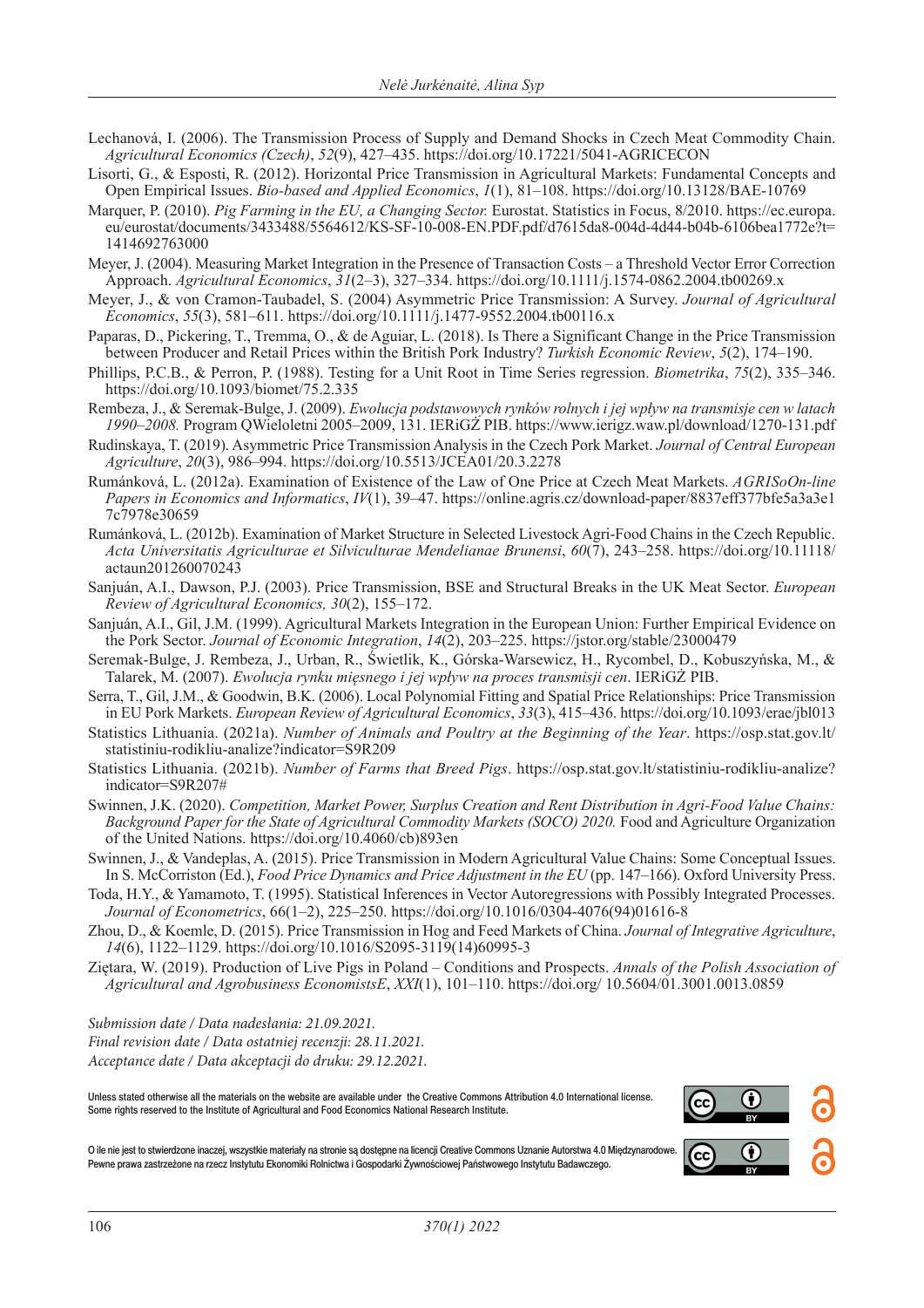Lechanová, I. (2006). The Transmission Process of Supply and Demand Shocks in Czech Meat Commodity Chain. *Agricultural Economics (Czech)*, *52*(9), 427–435. https://doi.org/10.17221/5041-AGRICECON

Lisorti, G., & Esposti, R. (2012). Horizontal Price Transmission in Agricultural Markets: Fundamental Concepts and Open Empirical Issues. *Bio-based and Applied Economics*, *1*(1), 81–108. https://doi.org/10.13128/BAE-10769

Marquer, P. (2010). *Pig Farming in the EU, a Changing Sector.* Eurostat. Statistics in Focus, 8/2010. https://ec.europa.eu/eurostat/documents/3433488/5564612/KS-SF-10-008-EN.PDF.pdf/d7615da8-004d-4d44-b04b-6106bea1772e?t=1414692763000

Meyer, J. (2004). Measuring Market Integration in the Presence of Transaction Costs – a Threshold Vector Error Correction Approach. *Agricultural Economics*, *31*(2–3), 327–334. https://doi.org/10.1111/j.1574-0862.2004.tb00269.x

Meyer, J., & von Cramon-Taubadel, S. (2004) Asymmetric Price Transmission: A Survey. *Journal of Agricultural Economics*, *55*(3), 581–611. https://doi.org/10.1111/j.1477-9552.2004.tb00116.x

Paparas, D., Pickering, T., Tremma, O., & de Aguiar, L. (2018). Is There a Significant Change in the Price Transmission between Producer and Retail Prices within the British Pork Industry? *Turkish Economic Review*, *5*(2), 174–190.

Phillips, P.C.B., & Perron, P. (1988). Testing for a Unit Root in Time Series regression. *Biometrika*, *75*(2), 335–346. https://doi.org/10.1093/biomet/75.2.335

Rembeza, J., & Seremak-Bulge, J. (2009). *Ewolucja podstawowych rynków rolnych i jej wpływ na transmisje cen w latach 1990–2008.* Program QWieloletni 2005–2009, 131. IERiGŻ PIB. https://www.ierigz.waw.pl/download/1270-131.pdf

Rudinskaya, T. (2019). Asymmetric Price Transmission Analysis in the Czech Pork Market. *Journal of Central European Agriculture*, *20*(3), 986–994. https://doi.org/10.5513/JCEA01/20.3.2278

Rumánková, L. (2012a). Examination of Existence of the Law of One Price at Czech Meat Markets. *AGRISoOn-line Papers in Economics and Informatics*, *IV*(1), 39–47. https://online.agris.cz/download-paper/8837eff377bfe5a3a3e17c7978e30659

Rumánková, L. (2012b). Examination of Market Structure in Selected Livestock Agri-Food Chains in the Czech Republic. *Acta Universitatis Agriculturae et Silviculturae Mendelianae Brunensi*, *60*(7), 243–258. https://doi.org/10.11118/actaun201260070243

Sanjuán, A.I., Dawson, P.J. (2003). Price Transmission, BSE and Structural Breaks in the UK Meat Sector. *European Review of Agricultural Economics, 30*(2), 155–172.

Sanjuán, A.I., Gil, J.M. (1999). Agricultural Markets Integration in the European Union: Further Empirical Evidence on the Pork Sector. *Journal of Economic Integration*, *14*(2), 203–225. https://jstor.org/stable/23000479

Seremak-Bulge, J. Rembeza, J., Urban, R., Świetlik, K., Górska-Warsewicz, H., Rycombel, D., Kobuszyńska, M., & Talarek, M. (2007). *Ewolucja rynku mięsnego i jej wpływ na proces transmisji cen*. IERiGŻ PIB.

Serra, T., Gil, J.M., & Goodwin, B.K. (2006). Local Polynomial Fitting and Spatial Price Relationships: Price Transmission in EU Pork Markets. *European Review of Agricultural Economics*, *33*(3), 415–436. https://doi.org/10.1093/erae/jbl013

Statistics Lithuania. (2021a). *Number of Animals and Poultry at the Beginning of the Year*. https://osp.stat.gov.lt/statistiniu-rodikliu-analize?indicator=S9R209

Statistics Lithuania. (2021b). *Number of Farms that Breed Pigs*. https://osp.stat.gov.lt/statistiniu-rodikliu-analize?indicator=S9R207#

Swinnen, J.K. (2020). *Competition, Market Power, Surplus Creation and Rent Distribution in Agri-Food Value Chains: Background Paper for the State of Agricultural Commodity Markets (SOCO) 2020.* Food and Agriculture Organization of the United Nations. https://doi.org/10.4060/cb)893en

Swinnen, J., & Vandeplas, A. (2015). Price Transmission in Modern Agricultural Value Chains: Some Conceptual Issues. In S. McCorriston (Ed.), *Food Price Dynamics and Price Adjustment in the EU* (pp. 147–166). Oxford University Press.

Toda, H.Y., & Yamamoto, T. (1995). Statistical Inferences in Vector Autoregressions with Possibly Integrated Processes. *Journal of Econometrics*, 66(1–2), 225–250. https://doi.org/10.1016/0304-4076(94)01616-8

Zhou, D., & Koemle, D. (2015). Price Transmission in Hog and Feed Markets of China. *Journal of Integrative Agriculture*, *14*(6), 1122–1129. https://doi.org/10.1016/S2095-3119(14)60995-3

Ziętara, W. (2019). Production of Live Pigs in Poland – Conditions and Prospects. *Annals of the Polish Association of Agricultural and Agrobusiness EconomistsE*, *XXI*(1), 101–110. https://doi.org/ 10.5604/01.3001.0013.0859

*Submission date / Data nadesłania: 21.09.2021.*
*Final revision date / Data ostatniej recenzji: 28.11.2021.*
*Acceptance date / Data akceptacji do druku: 29.12.2021.*

Unless stated otherwise all the materials on the website are available under the Creative Commons Attribution 4.0 International license. Some rights reserved to the Institute of Agricultural and Food Economics National Research Institute.

O ile nie jest to stwierdzone inaczej, wszystkie materiały na stronie są dostępne na licencji Creative Commons Uznanie Autorstwa 4.0 Międzynarodowe. Pewne prawa zastrzeżone na rzecz Instytutu Ekonomiki Rolnictwa i Gospodarki Żywnościowej Państwowego Instytutu Badawczego.